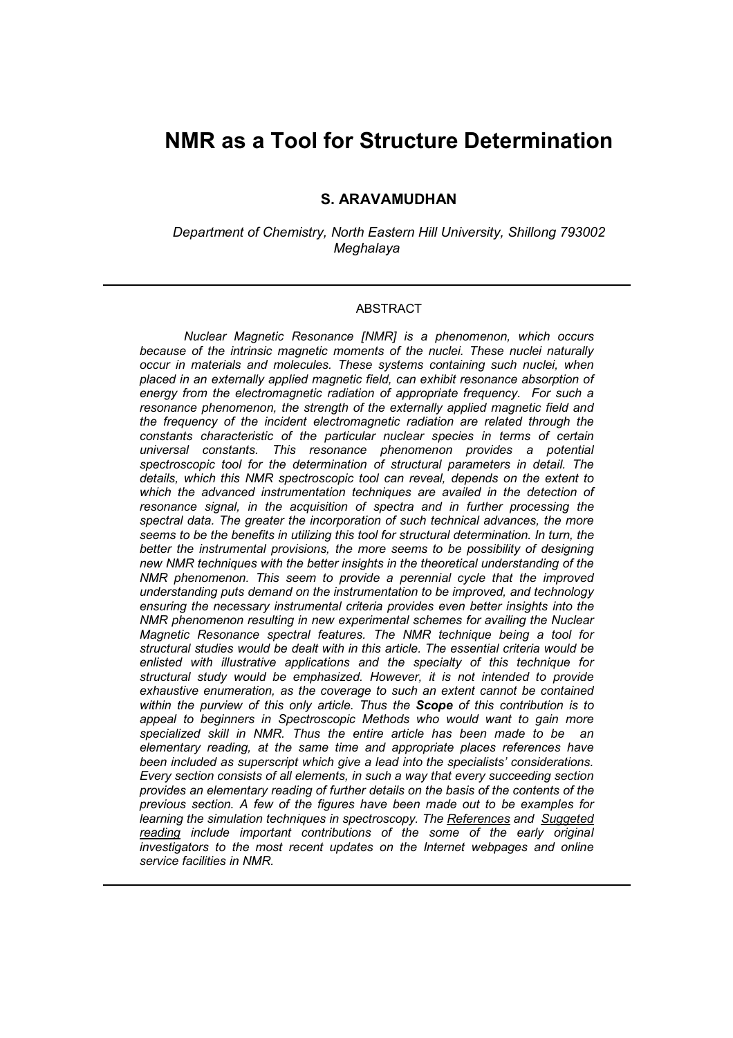# NMR as a Tool for Structure Determination

**S. ARAVAMUDHAN**

*Department of Chemistry, North Eastern Hill University, Shillong 793002 Meghalaya*

---

## ABSTRACT

*Nuclear Magnetic Resonance [NMR] is a phenomenon, which occurs because of the intrinsic magnetic moments of the nuclei. These nuclei naturally occur in materials and molecules. These systems containing such nuclei, when placed in an externally applied magnetic field, can exhibit resonance absorption of energy from the electromagnetic radiation of appropriate frequency. For such a resonance phenomenon, the strength of the externally applied magnetic field and the frequency of the incident electromagnetic radiation are related through the constants characteristic of the particular nuclear species in terms of certain universal constants. This resonance phenomenon provides a potential spectroscopic tool for the determination of structural parameters in detail. The details, which this NMR spectroscopic tool can reveal, depends on the extent to which the advanced instrumentation techniques are availed in the detection of resonance signal, in the acquisition of spectra and in further processing the spectral data. The greater the incorporation of such technical advances, the more seems to be the benefits in utilizing this tool for structural determination. In turn, the better the instrumental provisions, the more seems to be possibility of designing new NMR techniques with the better insights in the theoretical understanding of the NMR phenomenon. This seem to provide a perennial cycle that the improved understanding puts demand on the instrumentation to be improved, and technology ensuring the necessary instrumental criteria provides even better insights into the NMR phenomenon resulting in new experimental schemes for availing the Nuclear Magnetic Resonance spectral features. The NMR technique being a tool for structural studies would be dealt with in this article. The essential criteria would be enlisted with illustrative applications and the specialty of this technique for structural study would be emphasized. However, it is not intended to provide exhaustive enumeration, as the coverage to such an extent cannot be contained within the purview of this only article. Thus the* ***Scope*** *of this contribution is to appeal to beginners in Spectroscopic Methods who would want to gain more specialized skill in NMR. Thus the entire article has been made to be an elementary reading, at the same time and appropriate places references have been included as superscript which give a lead into the specialists' considerations. Every section consists of all elements, in such a way that every succeeding section provides an elementary reading of further details on the basis of the contents of the previous section. A few of the figures have been made out to be examples for learning the simulation techniques in spectroscopy. The* *<u>References</u>* *and* *<u>Suggeted reading</u>* *include important contributions of the some of the early original investigators to the most recent updates on the Internet webpages and online service facilities in NMR.*

---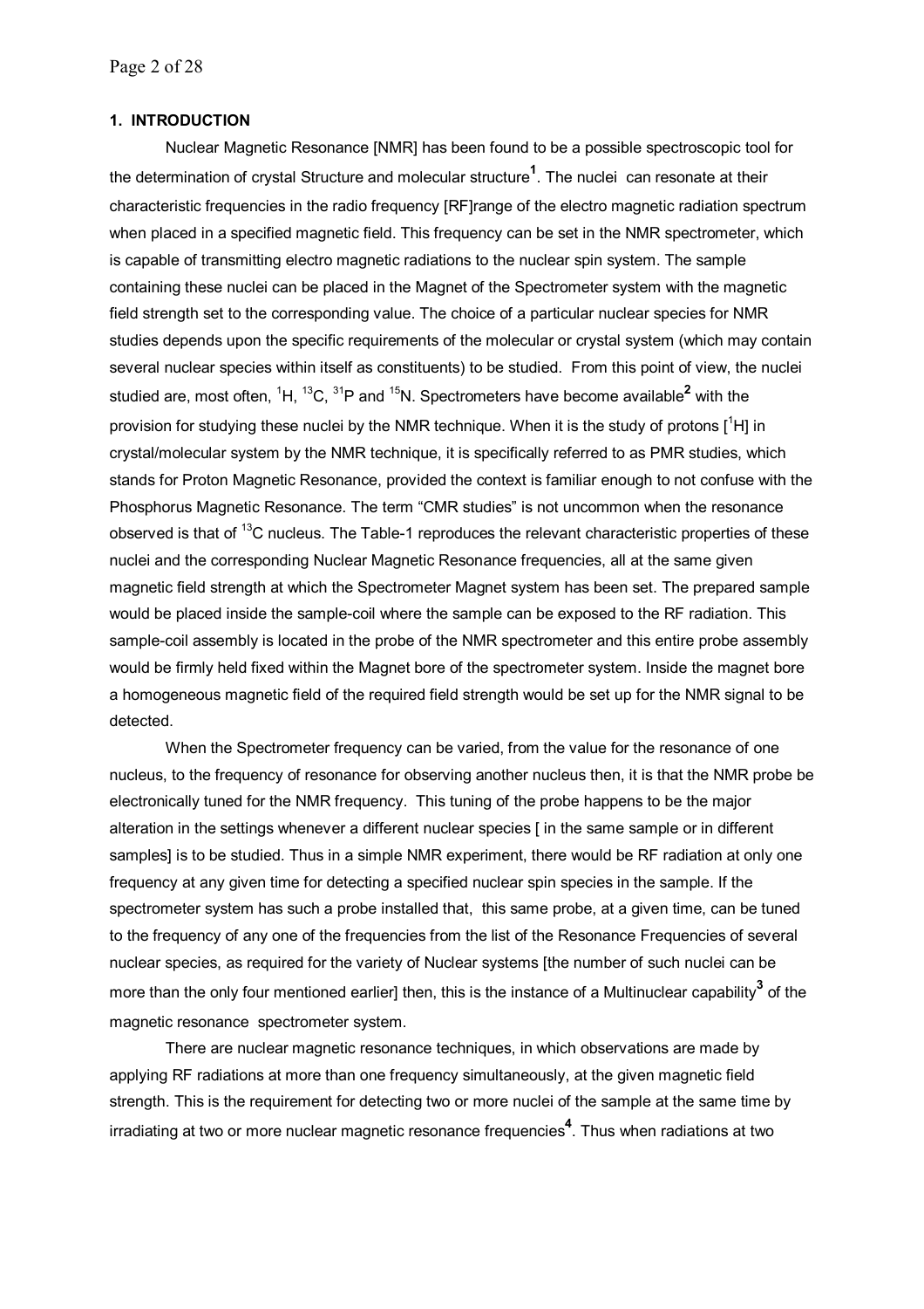### 1. INTRODUCTION

Nuclear Magnetic Resonance [NMR] has been found to be a possible spectroscopic tool for the determination of crystal Structure and molecular structure[1]. The nuclei can resonate at their characteristic frequencies in the radio frequency [RF]range of the electro magnetic radiation spectrum when placed in a specified magnetic field. This frequency can be set in the NMR spectrometer, which is capable of transmitting electro magnetic radiations to the nuclear spin system. The sample containing these nuclei can be placed in the Magnet of the Spectrometer system with the magnetic field strength set to the corresponding value. The choice of a particular nuclear species for NMR studies depends upon the specific requirements of the molecular or crystal system (which may contain several nuclear species within itself as constituents) to be studied. From this point of view, the nuclei studied are, most often, $^{1}H$, $^{13}C$, $^{31}P$ and $^{15}N$. Spectrometers have become available[2] with the provision for studying these nuclei by the NMR technique. When it is the study of protons [$^{1}H$] in crystal/molecular system by the NMR technique, it is specifically referred to as PMR studies, which stands for Proton Magnetic Resonance, provided the context is familiar enough to not confuse with the Phosphorus Magnetic Resonance. The term "CMR studies" is not uncommon when the resonance observed is that of $^{13}C$ nucleus. The Table-1 reproduces the relevant characteristic properties of these nuclei and the corresponding Nuclear Magnetic Resonance frequencies, all at the same given magnetic field strength at which the Spectrometer Magnet system has been set. The prepared sample would be placed inside the sample-coil where the sample can be exposed to the RF radiation. This sample-coil assembly is located in the probe of the NMR spectrometer and this entire probe assembly would be firmly held fixed within the Magnet bore of the spectrometer system. Inside the magnet bore a homogeneous magnetic field of the required field strength would be set up for the NMR signal to be detected.

When the Spectrometer frequency can be varied, from the value for the resonance of one nucleus, to the frequency of resonance for observing another nucleus then, it is that the NMR probe be electronically tuned for the NMR frequency. This tuning of the probe happens to be the major alteration in the settings whenever a different nuclear species [ in the same sample or in different samples] is to be studied. Thus in a simple NMR experiment, there would be RF radiation at only one frequency at any given time for detecting a specified nuclear spin species in the sample. If the spectrometer system has such a probe installed that, this same probe, at a given time, can be tuned to the frequency of any one of the frequencies from the list of the Resonance Frequencies of several nuclear species, as required for the variety of Nuclear systems [the number of such nuclei can be more than the only four mentioned earlier] then, this is the instance of a Multinuclear capability[3] of the magnetic resonance spectrometer system.

There are nuclear magnetic resonance techniques, in which observations are made by applying RF radiations at more than one frequency simultaneously, at the given magnetic field strength. This is the requirement for detecting two or more nuclei of the sample at the same time by irradiating at two or more nuclear magnetic resonance frequencies[4]. Thus when radiations at two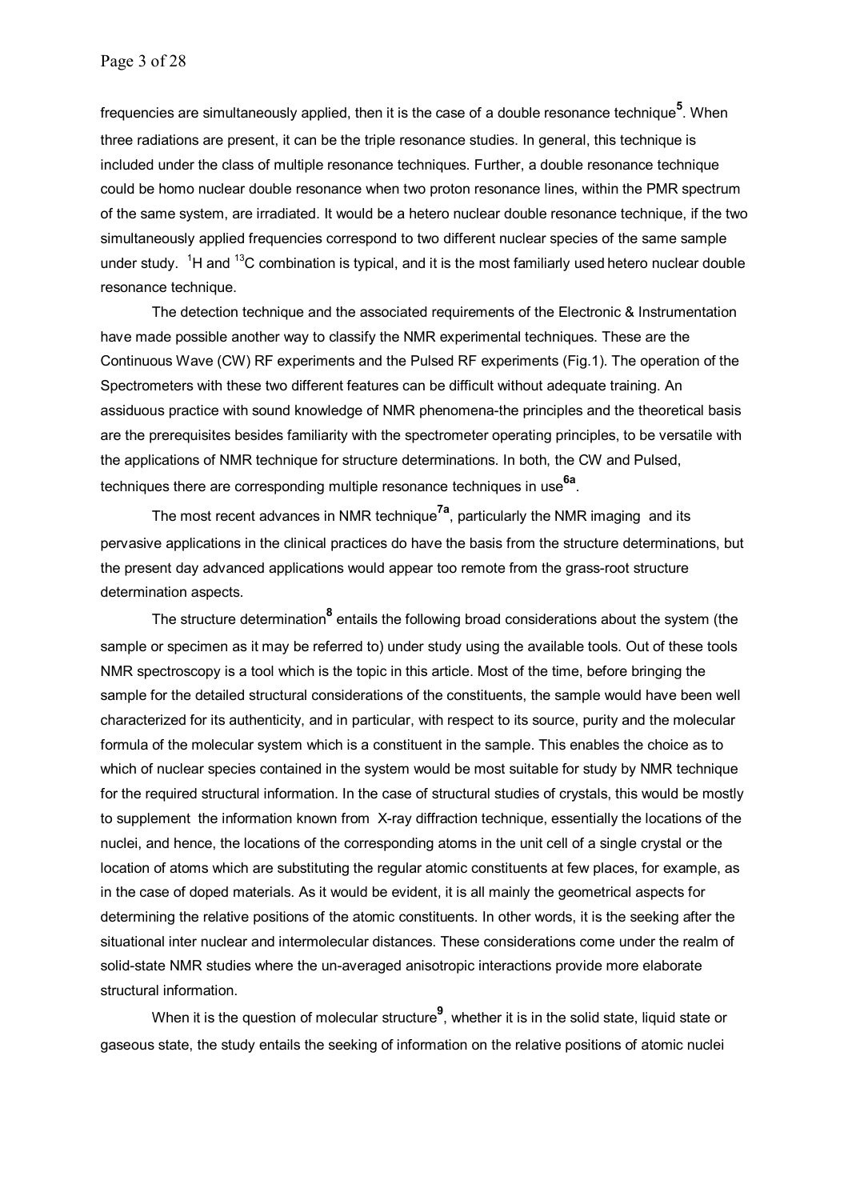frequencies are simultaneously applied, then it is the case of a double resonance technique[5]. When three radiations are present, it can be the triple resonance studies. In general, this technique is included under the class of multiple resonance techniques. Further, a double resonance technique could be homo nuclear double resonance when two proton resonance lines, within the PMR spectrum of the same system, are irradiated. It would be a hetero nuclear double resonance technique, if the two simultaneously applied frequencies correspond to two different nuclear species of the same sample under study. $^{1}H$ and $^{13}C$ combination is typical, and it is the most familiarly used hetero nuclear double resonance technique.

The detection technique and the associated requirements of the Electronic & Instrumentation have made possible another way to classify the NMR experimental techniques. These are the Continuous Wave (CW) RF experiments and the Pulsed RF experiments (Fig.1). The operation of the Spectrometers with these two different features can be difficult without adequate training. An assiduous practice with sound knowledge of NMR phenomena-the principles and the theoretical basis are the prerequisites besides familiarity with the spectrometer operating principles, to be versatile with the applications of NMR technique for structure determinations. In both, the CW and Pulsed, techniques there are corresponding multiple resonance techniques in use[6a].

The most recent advances in NMR technique[7a], particularly the NMR imaging and its pervasive applications in the clinical practices do have the basis from the structure determinations, but the present day advanced applications would appear too remote from the grass-root structure determination aspects.

The structure determination[8] entails the following broad considerations about the system (the sample or specimen as it may be referred to) under study using the available tools. Out of these tools NMR spectroscopy is a tool which is the topic in this article. Most of the time, before bringing the sample for the detailed structural considerations of the constituents, the sample would have been well characterized for its authenticity, and in particular, with respect to its source, purity and the molecular formula of the molecular system which is a constituent in the sample. This enables the choice as to which of nuclear species contained in the system would be most suitable for study by NMR technique for the required structural information. In the case of structural studies of crystals, this would be mostly to supplement the information known from X-ray diffraction technique, essentially the locations of the nuclei, and hence, the locations of the corresponding atoms in the unit cell of a single crystal or the location of atoms which are substituting the regular atomic constituents at few places, for example, as in the case of doped materials. As it would be evident, it is all mainly the geometrical aspects for determining the relative positions of the atomic constituents. In other words, it is the seeking after the situational inter nuclear and intermolecular distances. These considerations come under the realm of solid-state NMR studies where the un-averaged anisotropic interactions provide more elaborate structural information.

When it is the question of molecular structure[9], whether it is in the solid state, liquid state or gaseous state, the study entails the seeking of information on the relative positions of atomic nuclei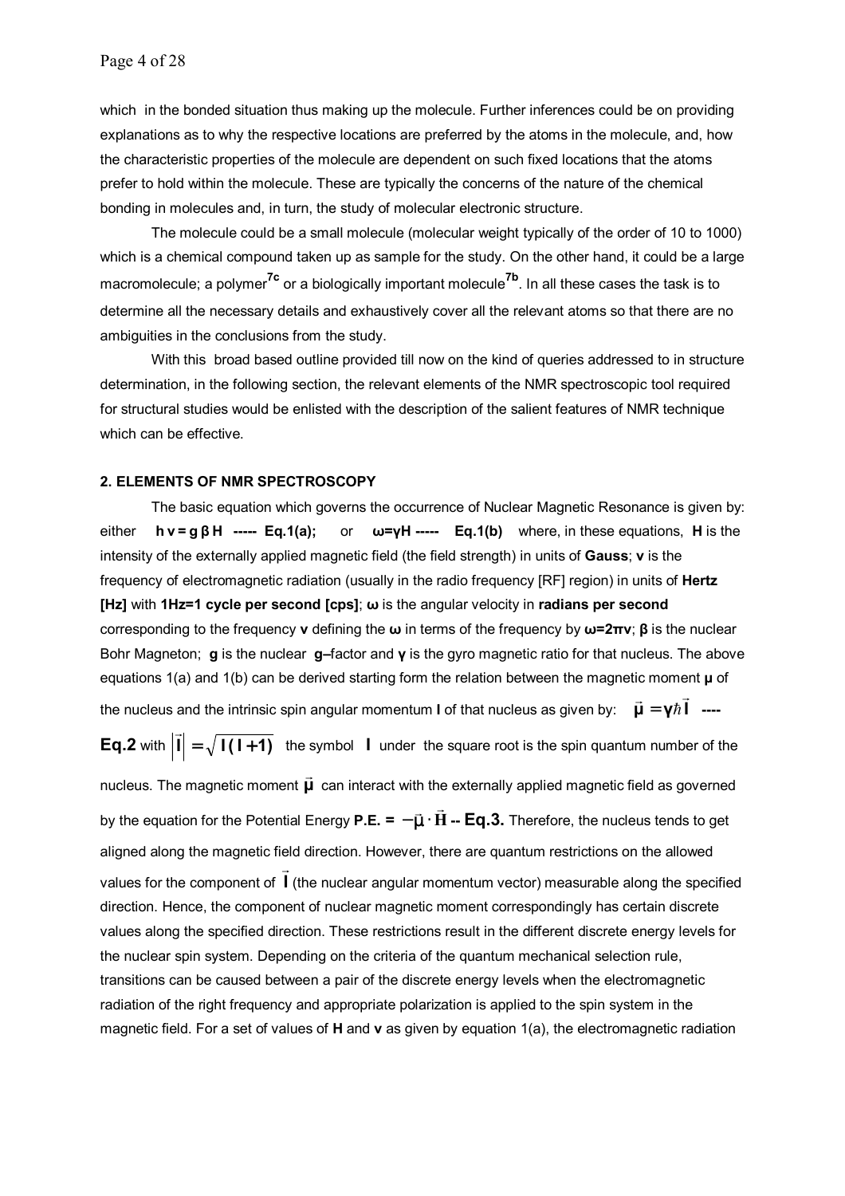which in the bonded situation thus making up the molecule. Further inferences could be on providing explanations as to why the respective locations are preferred by the atoms in the molecule, and, how the characteristic properties of the molecule are dependent on such fixed locations that the atoms prefer to hold within the molecule. These are typically the concerns of the nature of the chemical bonding in molecules and, in turn, the study of molecular electronic structure.

The molecule could be a small molecule (molecular weight typically of the order of 10 to 1000) which is a chemical compound taken up as sample for the study. On the other hand, it could be a large macromolecule; a polymer[7c] or a biologically important molecule[7b]. In all these cases the task is to determine all the necessary details and exhaustively cover all the relevant atoms so that there are no ambiguities in the conclusions from the study.

With this broad based outline provided till now on the kind of queries addressed to in structure determination, in the following section, the relevant elements of the NMR spectroscopic tool required for structural studies would be enlisted with the description of the salient features of NMR technique which can be effective.

## 2. ELEMENTS OF NMR SPECTROSCOPY

The basic equation which governs the occurrence of Nuclear Magnetic Resonance is given by: either $h\nu = g\beta H$ **----- Eq.1(a);** or $\omega = \gamma H$ **----- Eq.1(b)** where, in these equations, **H** is the intensity of the externally applied magnetic field (the field strength) in units of **Gauss**; **v** is the frequency of electromagnetic radiation (usually in the radio frequency [RF] region) in units of **Hertz [Hz]** with **1Hz=1 cycle per second [cps]**; **ω** is the angular velocity in **radians per second** corresponding to the frequency **v** defining the **ω** in terms of the frequency by $\omega = 2\pi\nu$; **β** is the nuclear Bohr Magneton; **g** is the nuclear **g–**factor and **γ** is the gyro magnetic ratio for that nucleus. The above equations 1(a) and 1(b) can be derived starting form the relation between the magnetic moment **μ** of the nucleus and the intrinsic spin angular momentum **I** of that nucleus as given by: $\vec{\mu} = \gamma\hbar\vec{I}$ **---- Eq.2** with $\left|\vec{I}\right| = \sqrt{I(I+1)}$ the symbol **I** under the square root is the spin quantum number of the nucleus. The magnetic moment $\vec{\mu}$ can interact with the externally applied magnetic field as governed by the equation for the Potential Energy **P.E.** = $-\vec{\mu}\cdot\vec{H}$ **-- Eq.3.** Therefore, the nucleus tends to get aligned along the magnetic field direction. However, there are quantum restrictions on the allowed values for the component of $\vec{I}$ (the nuclear angular momentum vector) measurable along the specified direction. Hence, the component of nuclear magnetic moment correspondingly has certain discrete values along the specified direction. These restrictions result in the different discrete energy levels for the nuclear spin system. Depending on the criteria of the quantum mechanical selection rule, transitions can be caused between a pair of the discrete energy levels when the electromagnetic radiation of the right frequency and appropriate polarization is applied to the spin system in the magnetic field. For a set of values of **H** and **v** as given by equation 1(a), the electromagnetic radiation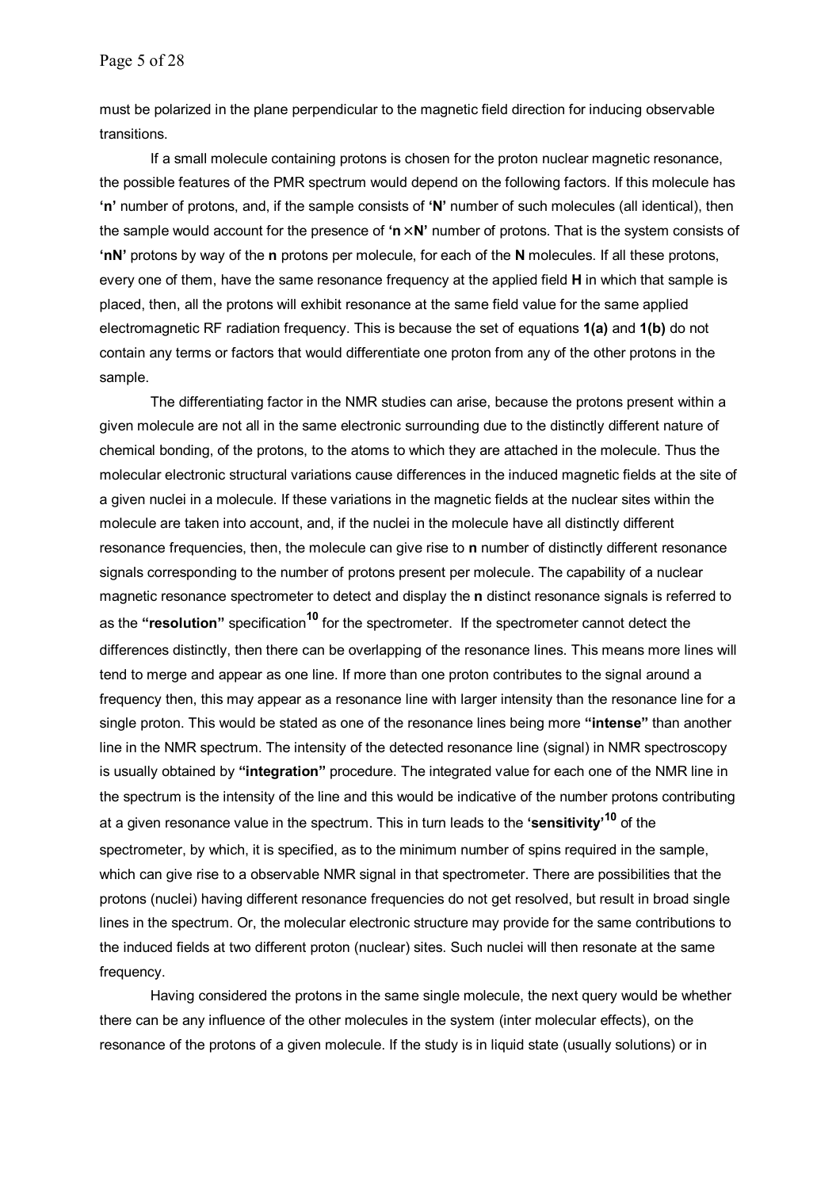must be polarized in the plane perpendicular to the magnetic field direction for inducing observable transitions.

If a small molecule containing protons is chosen for the proton nuclear magnetic resonance, the possible features of the PMR spectrum would depend on the following factors. If this molecule has **'n'** number of protons, and, if the sample consists of **'N'** number of such molecules (all identical), then the sample would account for the presence of **'n × N'** number of protons. That is the system consists of **'nN'** protons by way of the **n** protons per molecule, for each of the **N** molecules. If all these protons, every one of them, have the same resonance frequency at the applied field **H** in which that sample is placed, then, all the protons will exhibit resonance at the same field value for the same applied electromagnetic RF radiation frequency. This is because the set of equations **1(a)** and **1(b)** do not contain any terms or factors that would differentiate one proton from any of the other protons in the sample.

The differentiating factor in the NMR studies can arise, because the protons present within a given molecule are not all in the same electronic surrounding due to the distinctly different nature of chemical bonding, of the protons, to the atoms to which they are attached in the molecule. Thus the molecular electronic structural variations cause differences in the induced magnetic fields at the site of a given nuclei in a molecule. If these variations in the magnetic fields at the nuclear sites within the molecule are taken into account, and, if the nuclei in the molecule have all distinctly different resonance frequencies, then, the molecule can give rise to **n** number of distinctly different resonance signals corresponding to the number of protons present per molecule. The capability of a nuclear magnetic resonance spectrometer to detect and display the **n** distinct resonance signals is referred to as the **"resolution"** specification[10] for the spectrometer. If the spectrometer cannot detect the differences distinctly, then there can be overlapping of the resonance lines. This means more lines will tend to merge and appear as one line. If more than one proton contributes to the signal around a frequency then, this may appear as a resonance line with larger intensity than the resonance line for a single proton. This would be stated as one of the resonance lines being more **"intense"** than another line in the NMR spectrum. The intensity of the detected resonance line (signal) in NMR spectroscopy is usually obtained by **"integration"** procedure. The integrated value for each one of the NMR line in the spectrum is the intensity of the line and this would be indicative of the number protons contributing at a given resonance value in the spectrum. This in turn leads to the **'sensitivity'**[10] of the spectrometer, by which, it is specified, as to the minimum number of spins required in the sample, which can give rise to a observable NMR signal in that spectrometer. There are possibilities that the protons (nuclei) having different resonance frequencies do not get resolved, but result in broad single lines in the spectrum. Or, the molecular electronic structure may provide for the same contributions to the induced fields at two different proton (nuclear) sites. Such nuclei will then resonate at the same frequency.

Having considered the protons in the same single molecule, the next query would be whether there can be any influence of the other molecules in the system (inter molecular effects), on the resonance of the protons of a given molecule. If the study is in liquid state (usually solutions) or in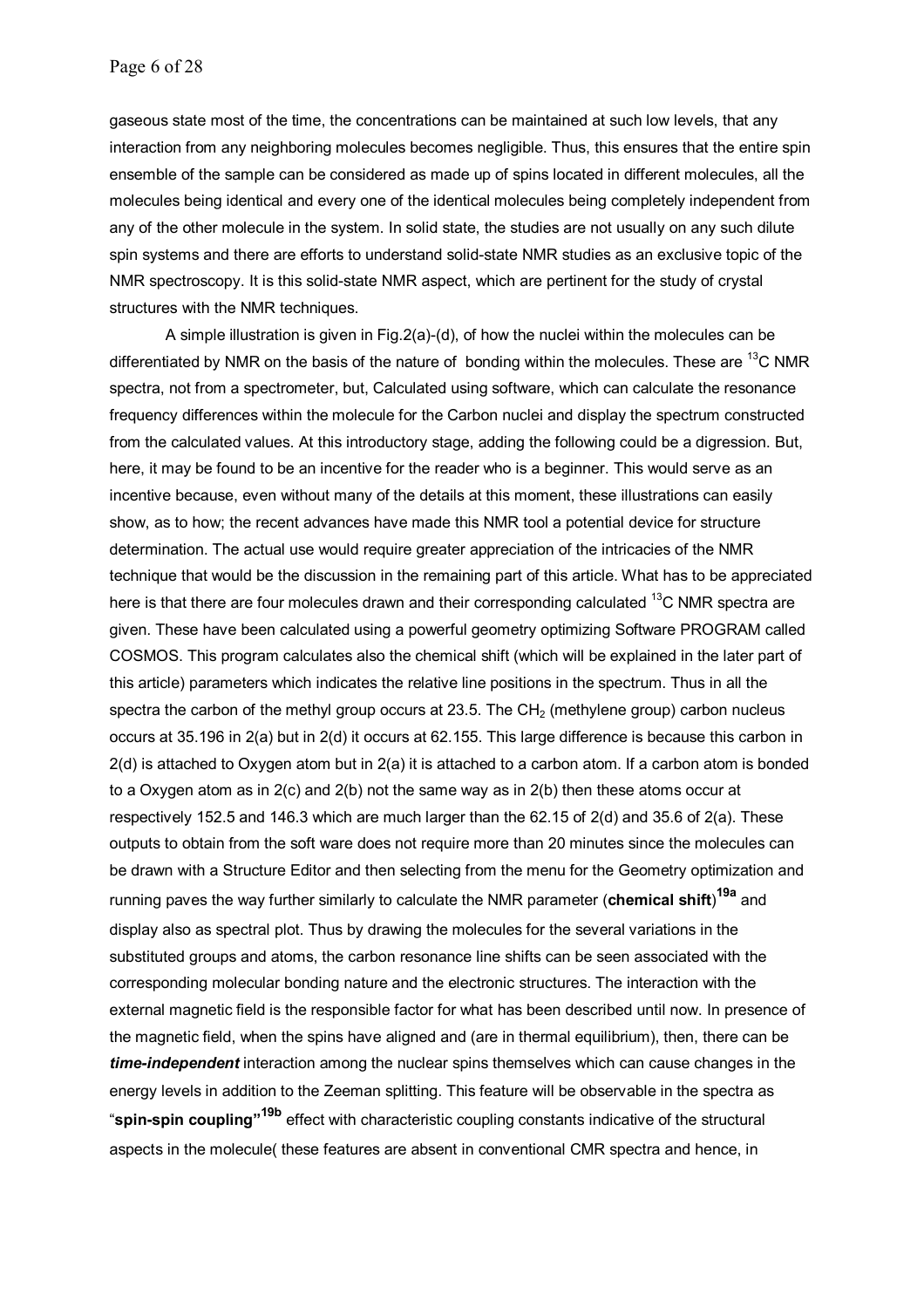gaseous state most of the time, the concentrations can be maintained at such low levels, that any interaction from any neighboring molecules becomes negligible. Thus, this ensures that the entire spin ensemble of the sample can be considered as made up of spins located in different molecules, all the molecules being identical and every one of the identical molecules being completely independent from any of the other molecule in the system. In solid state, the studies are not usually on any such dilute spin systems and there are efforts to understand solid-state NMR studies as an exclusive topic of the NMR spectroscopy. It is this solid-state NMR aspect, which are pertinent for the study of crystal structures with the NMR techniques.

A simple illustration is given in Fig.2(a)-(d), of how the nuclei within the molecules can be differentiated by NMR on the basis of the nature of bonding within the molecules. These are $^{13}$C NMR spectra, not from a spectrometer, but, Calculated using software, which can calculate the resonance frequency differences within the molecule for the Carbon nuclei and display the spectrum constructed from the calculated values. At this introductory stage, adding the following could be a digression. But, here, it may be found to be an incentive for the reader who is a beginner. This would serve as an incentive because, even without many of the details at this moment, these illustrations can easily show, as to how; the recent advances have made this NMR tool a potential device for structure determination. The actual use would require greater appreciation of the intricacies of the NMR technique that would be the discussion in the remaining part of this article. What has to be appreciated here is that there are four molecules drawn and their corresponding calculated $^{13}$C NMR spectra are given. These have been calculated using a powerful geometry optimizing Software PROGRAM called COSMOS. This program calculates also the chemical shift (which will be explained in the later part of this article) parameters which indicates the relative line positions in the spectrum. Thus in all the spectra the carbon of the methyl group occurs at 23.5. The $CH_2$ (methylene group) carbon nucleus occurs at 35.196 in 2(a) but in 2(d) it occurs at 62.155. This large difference is because this carbon in 2(d) is attached to Oxygen atom but in 2(a) it is attached to a carbon atom. If a carbon atom is bonded to a Oxygen atom as in 2(c) and 2(b) not the same way as in 2(b) then these atoms occur at respectively 152.5 and 146.3 which are much larger than the 62.15 of 2(d) and 35.6 of 2(a). These outputs to obtain from the soft ware does not require more than 20 minutes since the molecules can be drawn with a Structure Editor and then selecting from the menu for the Geometry optimization and running paves the way further similarly to calculate the NMR parameter (**chemical shift**)[19a] and display also as spectral plot. Thus by drawing the molecules for the several variations in the substituted groups and atoms, the carbon resonance line shifts can be seen associated with the corresponding molecular bonding nature and the electronic structures. The interaction with the external magnetic field is the responsible factor for what has been described until now. In presence of the magnetic field, when the spins have aligned and (are in thermal equilibrium), then, there can be ***time-independent*** interaction among the nuclear spins themselves which can cause changes in the energy levels in addition to the Zeeman splitting. This feature will be observable in the spectra as "**spin-spin coupling**"[19b] effect with characteristic coupling constants indicative of the structural aspects in the molecule( these features are absent in conventional CMR spectra and hence, in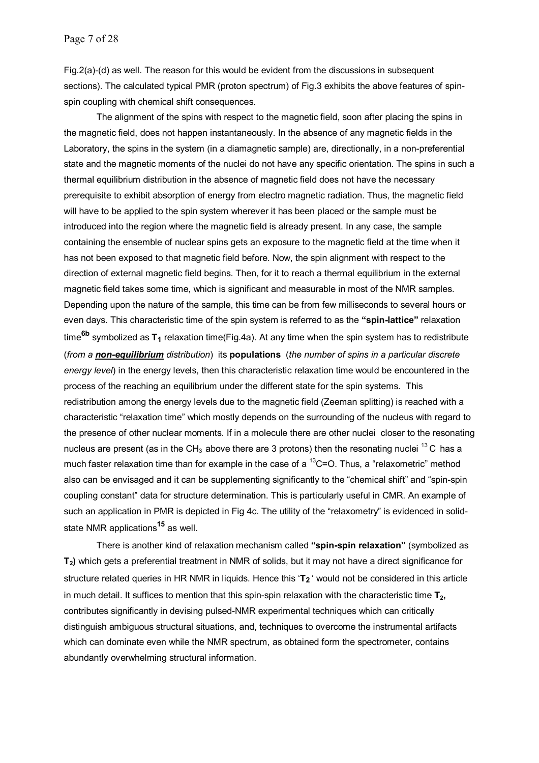Fig.2(a)-(d) as well. The reason for this would be evident from the discussions in subsequent sections). The calculated typical PMR (proton spectrum) of Fig.3 exhibits the above features of spin-spin coupling with chemical shift consequences.

The alignment of the spins with respect to the magnetic field, soon after placing the spins in the magnetic field, does not happen instantaneously. In the absence of any magnetic fields in the Laboratory, the spins in the system (in a diamagnetic sample) are, directionally, in a non-preferential state and the magnetic moments of the nuclei do not have any specific orientation. The spins in such a thermal equilibrium distribution in the absence of magnetic field does not have the necessary prerequisite to exhibit absorption of energy from electro magnetic radiation. Thus, the magnetic field will have to be applied to the spin system wherever it has been placed or the sample must be introduced into the region where the magnetic field is already present. In any case, the sample containing the ensemble of nuclear spins gets an exposure to the magnetic field at the time when it has not been exposed to that magnetic field before. Now, the spin alignment with respect to the direction of external magnetic field begins. Then, for it to reach a thermal equilibrium in the external magnetic field takes some time, which is significant and measurable in most of the NMR samples. Depending upon the nature of the sample, this time can be from few milliseconds to several hours or even days. This characteristic time of the spin system is referred to as the **"spin-lattice"** relaxation time[6b] symbolized as $\mathbf{T_1}$ relaxation time(Fig.4a). At any time when the spin system has to redistribute (*from a **non-equilibrium** distribution*) its **populations** (*the number of spins in a particular discrete energy level*) in the energy levels, then this characteristic relaxation time would be encountered in the process of the reaching an equilibrium under the different state for the spin systems. This redistribution among the energy levels due to the magnetic field (Zeeman splitting) is reached with a characteristic "relaxation time" which mostly depends on the surrounding of the nucleus with regard to the presence of other nuclear moments. If in a molecule there are other nuclei closer to the resonating nucleus are present (as in the $CH_3$ above there are 3 protons) then the resonating nuclei $^{13}C$ has a much faster relaxation time than for example in the case of a $^{13}C{=}O$. Thus, a "relaxometric" method also can be envisaged and it can be supplementing significantly to the "chemical shift" and "spin-spin coupling constant" data for structure determination. This is particularly useful in CMR. An example of such an application in PMR is depicted in Fig 4c. The utility of the "relaxometry" is evidenced in solid-state NMR applications[15] as well.

There is another kind of relaxation mechanism called **"spin-spin relaxation"** (symbolized as $\mathbf{T_2}$**)** which gets a preferential treatment in NMR of solids, but it may not have a direct significance for structure related queries in HR NMR in liquids. Hence this '$\mathbf{T_2}$ ' would not be considered in this article in much detail. It suffices to mention that this spin-spin relaxation with the characteristic time $\mathbf{T_2}$**,** contributes significantly in devising pulsed-NMR experimental techniques which can critically distinguish ambiguous structural situations, and, techniques to overcome the instrumental artifacts which can dominate even while the NMR spectrum, as obtained form the spectrometer, contains abundantly overwhelming structural information.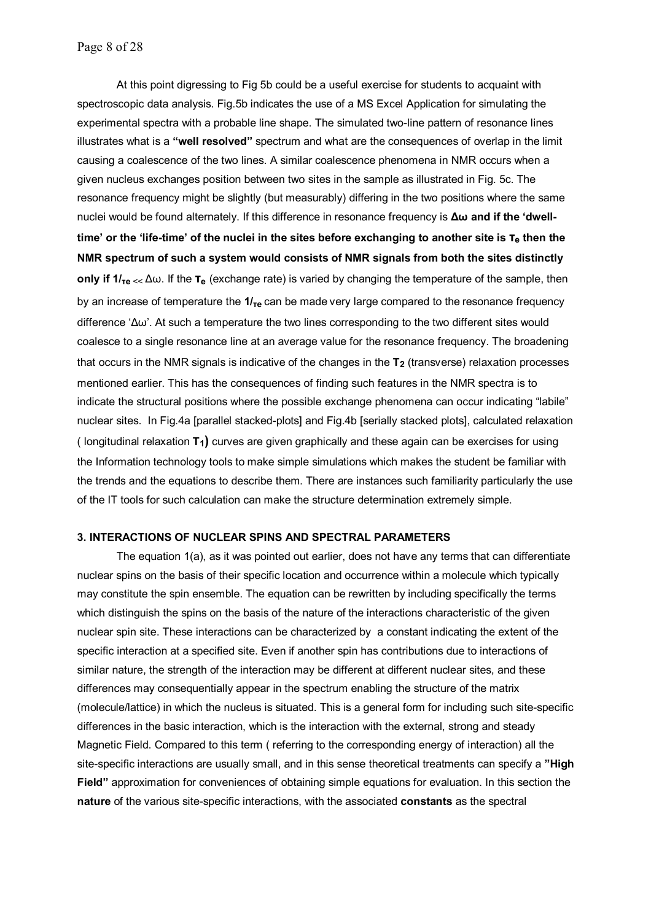At this point digressing to Fig 5b could be a useful exercise for students to acquaint with spectroscopic data analysis. Fig.5b indicates the use of a MS Excel Application for simulating the experimental spectra with a probable line shape. The simulated two-line pattern of resonance lines illustrates what is a **"well resolved"** spectrum and what are the consequences of overlap in the limit causing a coalescence of the two lines. A similar coalescence phenomena in NMR occurs when a given nucleus exchanges position between two sites in the sample as illustrated in Fig. 5c. The resonance frequency might be slightly (but measurably) differing in the two positions where the same nuclei would be found alternately. If this difference in resonance frequency is **$\Delta\omega$ and if the 'dwell-time' or the 'life-time' of the nuclei in the sites before exchanging to another site is $\tau_e$ then the NMR spectrum of such a system would consists of NMR signals from both the sites distinctly only if $1/\tau_e$** $<< \Delta\omega$. If the **$\tau_e$** (exchange rate) is varied by changing the temperature of the sample, then by an increase of temperature the **$1/\tau_e$** can be made very large compared to the resonance frequency difference '$\Delta\omega$'. At such a temperature the two lines corresponding to the two different sites would coalesce to a single resonance line at an average value for the resonance frequency. The broadening that occurs in the NMR signals is indicative of the changes in the **$T_2$** (transverse) relaxation processes mentioned earlier. This has the consequences of finding such features in the NMR spectra is to indicate the structural positions where the possible exchange phenomena can occur indicating "labile" nuclear sites. In Fig.4a [parallel stacked-plots] and Fig.4b [serially stacked plots], calculated relaxation ( longitudinal relaxation **$T_1$)** curves are given graphically and these again can be exercises for using the Information technology tools to make simple simulations which makes the student be familiar with the trends and the equations to describe them. There are instances such familiarity particularly the use of the IT tools for such calculation can make the structure determination extremely simple.

## 3. INTERACTIONS OF NUCLEAR SPINS AND SPECTRAL PARAMETERS

The equation 1(a), as it was pointed out earlier, does not have any terms that can differentiate nuclear spins on the basis of their specific location and occurrence within a molecule which typically may constitute the spin ensemble. The equation can be rewritten by including specifically the terms which distinguish the spins on the basis of the nature of the interactions characteristic of the given nuclear spin site. These interactions can be characterized by a constant indicating the extent of the specific interaction at a specified site. Even if another spin has contributions due to interactions of similar nature, the strength of the interaction may be different at different nuclear sites, and these differences may consequentially appear in the spectrum enabling the structure of the matrix (molecule/lattice) in which the nucleus is situated. This is a general form for including such site-specific differences in the basic interaction, which is the interaction with the external, strong and steady Magnetic Field. Compared to this term ( referring to the corresponding energy of interaction) all the site-specific interactions are usually small, and in this sense theoretical treatments can specify a **"High Field"** approximation for conveniences of obtaining simple equations for evaluation. In this section the **nature** of the various site-specific interactions, with the associated **constants** as the spectral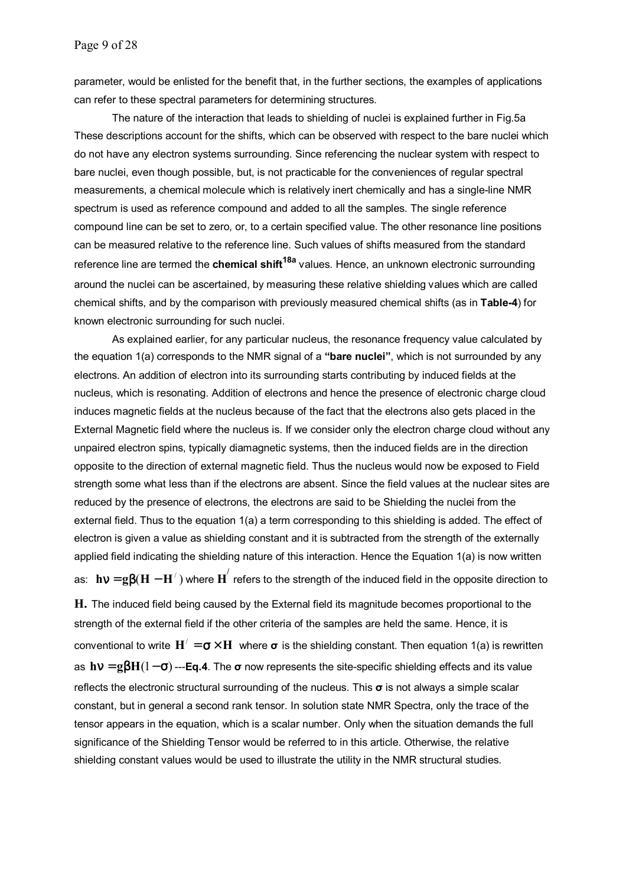parameter, would be enlisted for the benefit that, in the further sections, the examples of applications can refer to these spectral parameters for determining structures.

The nature of the interaction that leads to shielding of nuclei is explained further in Fig.5a These descriptions account for the shifts, which can be observed with respect to the bare nuclei which do not have any electron systems surrounding. Since referencing the nuclear system with respect to bare nuclei, even though possible, but, is not practicable for the conveniences of regular spectral measurements, a chemical molecule which is relatively inert chemically and has a single-line NMR spectrum is used as reference compound and added to all the samples. The single reference compound line can be set to zero, or, to a certain specified value. The other resonance line positions can be measured relative to the reference line. Such values of shifts measured from the standard reference line are termed the **chemical shift**[18a] values. Hence, an unknown electronic surrounding around the nuclei can be ascertained, by measuring these relative shielding values which are called chemical shifts, and by the comparison with previously measured chemical shifts (as in **Table-4**) for known electronic surrounding for such nuclei.

As explained earlier, for any particular nucleus, the resonance frequency value calculated by the equation 1(a) corresponds to the NMR signal of a **"bare nuclei"**, which is not surrounded by any electrons. An addition of electron into its surrounding starts contributing by induced fields at the nucleus, which is resonating. Addition of electrons and hence the presence of electronic charge cloud induces magnetic fields at the nucleus because of the fact that the electrons also gets placed in the External Magnetic field where the nucleus is. If we consider only the electron charge cloud without any unpaired electron spins, typically diamagnetic systems, then the induced fields are in the direction opposite to the direction of external magnetic field. Thus the nucleus would now be exposed to Field strength some what less than if the electrons are absent. Since the field values at the nuclear sites are reduced by the presence of electrons, the electrons are said to be Shielding the nuclei from the external field. Thus to the equation 1(a) a term corresponding to this shielding is added. The effect of electron is given a value as shielding constant and it is subtracted from the strength of the externally applied field indicating the shielding nature of this interaction. Hence the Equation 1(a) is now written as: $\mathbf{h\nu = g\beta(H - H^{/})}$ where $\mathbf{H}^{/}$ refers to the strength of the induced field in the opposite direction to $\mathbf{H}$. The induced field being caused by the External field its magnitude becomes proportional to the strength of the external field if the other criteria of the samples are held the same. Hence, it is conventional to write $\mathbf{H}^{/} = \sigma \times \mathbf{H}$ where $\boldsymbol{\sigma}$ is the shielding constant. Then equation 1(a) is rewritten as $\mathbf{h\nu = g\beta H(1-\sigma)}$ ---**Eq.4**. The $\boldsymbol{\sigma}$ now represents the site-specific shielding effects and its value reflects the electronic structural surrounding of the nucleus. This $\boldsymbol{\sigma}$ is not always a simple scalar constant, but in general a second rank tensor. In solution state NMR Spectra, only the trace of the tensor appears in the equation, which is a scalar number. Only when the situation demands the full significance of the Shielding Tensor would be referred to in this article. Otherwise, the relative shielding constant values would be used to illustrate the utility in the NMR structural studies.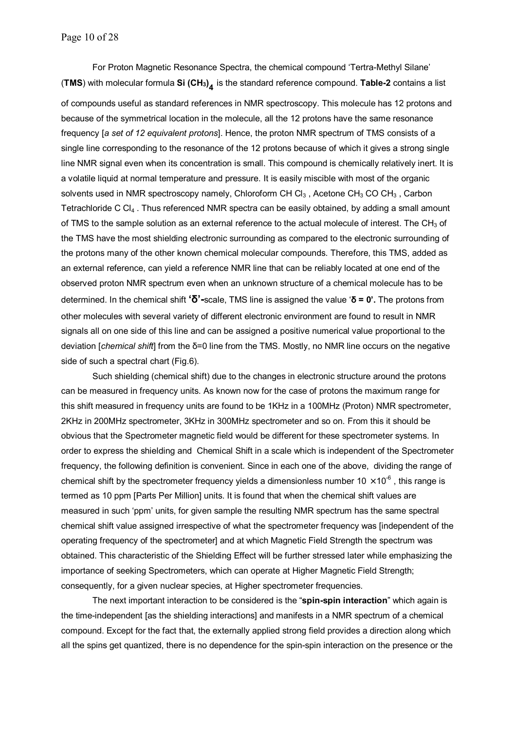For Proton Magnetic Resonance Spectra, the chemical compound 'Tertra-Methyl Silane' (**TMS**) with molecular formula **$Si(CH_3)_4$** is the standard reference compound. **Table-2** contains a list of compounds useful as standard references in NMR spectroscopy. This molecule has 12 protons and because of the symmetrical location in the molecule, all the 12 protons have the same resonance frequency [*a set of 12 equivalent protons*]. Hence, the proton NMR spectrum of TMS consists of a single line corresponding to the resonance of the 12 protons because of which it gives a strong single line NMR signal even when its concentration is small. This compound is chemically relatively inert. It is a volatile liquid at normal temperature and pressure. It is easily miscible with most of the organic solvents used in NMR spectroscopy namely, Chloroform $CHCl_3$, Acetone $CH_3COCH_3$, Carbon Tetrachloride $CCl_4$. Thus referenced NMR spectra can be easily obtained, by adding a small amount of TMS to the sample solution as an external reference to the actual molecule of interest. The $CH_3$ of the TMS have the most shielding electronic surrounding as compared to the electronic surrounding of the protons many of the other known chemical molecular compounds. Therefore, this TMS, added as an external reference, can yield a reference NMR line that can be reliably located at one end of the observed proton NMR spectrum even when an unknown structure of a chemical molecule has to be determined. In the chemical shift **'δ'**-scale, TMS line is assigned the value '**δ = 0'.** The protons from other molecules with several variety of different electronic environment are found to result in NMR signals all on one side of this line and can be assigned a positive numerical value proportional to the deviation [*chemical shift*] from the δ=0 line from the TMS. Mostly, no NMR line occurs on the negative side of such a spectral chart (Fig.6).

Such shielding (chemical shift) due to the changes in electronic structure around the protons can be measured in frequency units. As known now for the case of protons the maximum range for this shift measured in frequency units are found to be 1KHz in a 100MHz (Proton) NMR spectrometer, 2KHz in 200MHz spectrometer, 3KHz in 300MHz spectrometer and so on. From this it should be obvious that the Spectrometer magnetic field would be different for these spectrometer systems. In order to express the shielding and Chemical Shift in a scale which is independent of the Spectrometer frequency, the following definition is convenient. Since in each one of the above, dividing the range of chemical shift by the spectrometer frequency yields a dimensionless number $10 \times 10^{-6}$, this range is termed as 10 ppm [Parts Per Million] units. It is found that when the chemical shift values are measured in such 'ppm' units, for given sample the resulting NMR spectrum has the same spectral chemical shift value assigned irrespective of what the spectrometer frequency was [independent of the operating frequency of the spectrometer] and at which Magnetic Field Strength the spectrum was obtained. This characteristic of the Shielding Effect will be further stressed later while emphasizing the importance of seeking Spectrometers, which can operate at Higher Magnetic Field Strength; consequently, for a given nuclear species, at Higher spectrometer frequencies.

The next important interaction to be considered is the "**spin-spin interaction**" which again is the time-independent [as the shielding interactions] and manifests in a NMR spectrum of a chemical compound. Except for the fact that, the externally applied strong field provides a direction along which all the spins get quantized, there is no dependence for the spin-spin interaction on the presence or the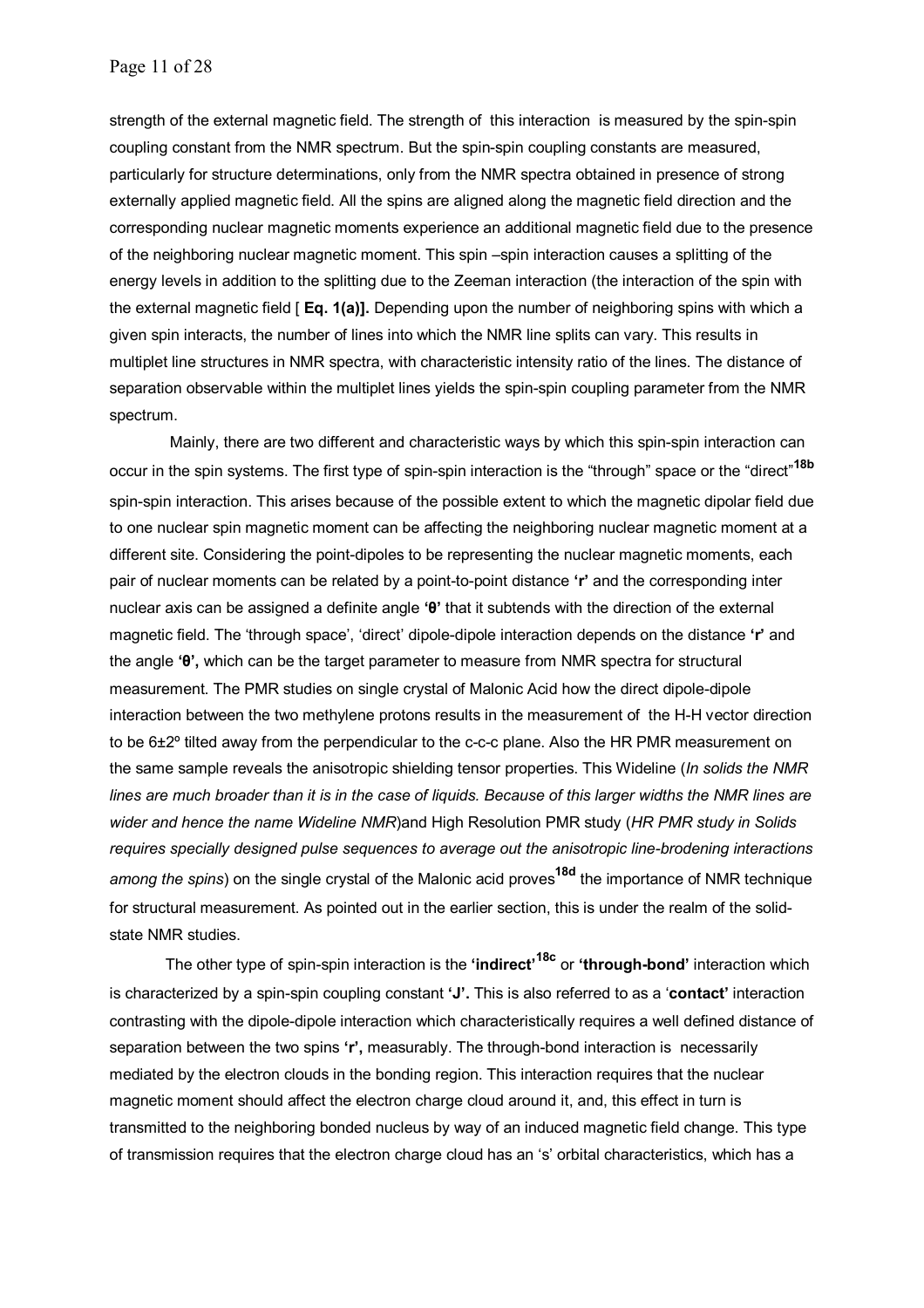strength of the external magnetic field. The strength of this interaction is measured by the spin-spin coupling constant from the NMR spectrum. But the spin-spin coupling constants are measured, particularly for structure determinations, only from the NMR spectra obtained in presence of strong externally applied magnetic field. All the spins are aligned along the magnetic field direction and the corresponding nuclear magnetic moments experience an additional magnetic field due to the presence of the neighboring nuclear magnetic moment. This spin –spin interaction causes a splitting of the energy levels in addition to the splitting due to the Zeeman interaction (the interaction of the spin with the external magnetic field [ **Eq. 1(a)].** Depending upon the number of neighboring spins with which a given spin interacts, the number of lines into which the NMR line splits can vary. This results in multiplet line structures in NMR spectra, with characteristic intensity ratio of the lines. The distance of separation observable within the multiplet lines yields the spin-spin coupling parameter from the NMR spectrum.

Mainly, there are two different and characteristic ways by which this spin-spin interaction can occur in the spin systems. The first type of spin-spin interaction is the "through" space or the "direct"[18b] spin-spin interaction. This arises because of the possible extent to which the magnetic dipolar field due to one nuclear spin magnetic moment can be affecting the neighboring nuclear magnetic moment at a different site. Considering the point-dipoles to be representing the nuclear magnetic moments, each pair of nuclear moments can be related by a point-to-point distance **'r'** and the corresponding inter nuclear axis can be assigned a definite angle **'θ'** that it subtends with the direction of the external magnetic field. The 'through space', 'direct' dipole-dipole interaction depends on the distance **'r'** and the angle **'θ',** which can be the target parameter to measure from NMR spectra for structural measurement. The PMR studies on single crystal of Malonic Acid how the direct dipole-dipole interaction between the two methylene protons results in the measurement of the H-H vector direction to be 6±2º tilted away from the perpendicular to the c-c-c plane. Also the HR PMR measurement on the same sample reveals the anisotropic shielding tensor properties. This Wideline (*In solids the NMR lines are much broader than it is in the case of liquids. Because of this larger widths the NMR lines are wider and hence the name Wideline NMR*)and High Resolution PMR study (*HR PMR study in Solids requires specially designed pulse sequences to average out the anisotropic line-brodening interactions among the spins*) on the single crystal of the Malonic acid proves[18d] the importance of NMR technique for structural measurement. As pointed out in the earlier section, this is under the realm of the solid-state NMR studies.

The other type of spin-spin interaction is the **'indirect'[18c]** or **'through-bond'** interaction which is characterized by a spin-spin coupling constant **'J'.** This is also referred to as a '**contact'** interaction contrasting with the dipole-dipole interaction which characteristically requires a well defined distance of separation between the two spins **'r',** measurably. The through-bond interaction is necessarily mediated by the electron clouds in the bonding region. This interaction requires that the nuclear magnetic moment should affect the electron charge cloud around it, and, this effect in turn is transmitted to the neighboring bonded nucleus by way of an induced magnetic field change. This type of transmission requires that the electron charge cloud has an 's' orbital characteristics, which has a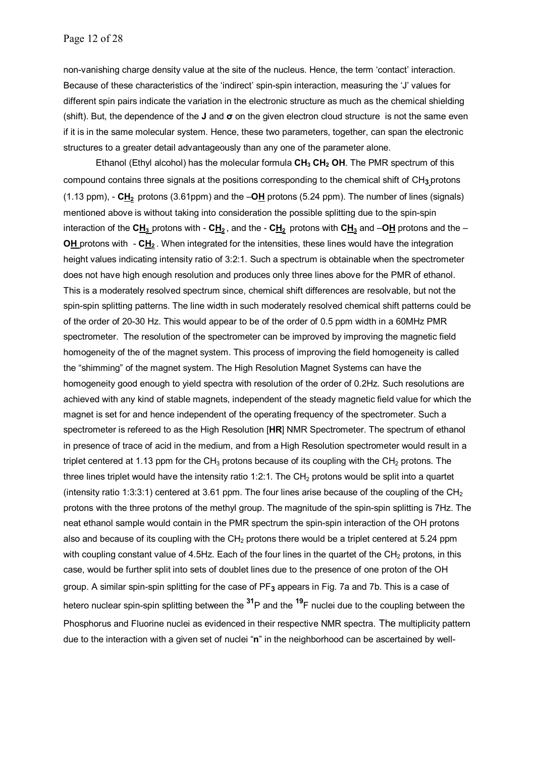non-vanishing charge density value at the site of the nucleus. Hence, the term 'contact' interaction. Because of these characteristics of the 'indirect' spin-spin interaction, measuring the 'J' values for different spin pairs indicate the variation in the electronic structure as much as the chemical shielding (shift). But, the dependence of the **J** and **σ** on the given electron cloud structure is not the same even if it is in the same molecular system. Hence, these two parameters, together, can span the electronic structures to a greater detail advantageously than any one of the parameter alone.

Ethanol (Ethyl alcohol) has the molecular formula $\mathbf{CH_3\ CH_2\ OH}$. The PMR spectrum of this compound contains three signals at the positions corresponding to the chemical shift of $CH_3$ protons (1.13 ppm), - $\mathbf{C\underline{H}_2}$ protons (3.61ppm) and the –$\mathbf{O\underline{H}}$ protons (5.24 ppm). The number of lines (signals) mentioned above is without taking into consideration the possible splitting due to the spin-spin interaction of the $\mathbf{C\underline{H}_3}$ protons with - $\mathbf{C\underline{H}_2}$, and the - $\mathbf{C\underline{H}_2}$ protons with $\mathbf{C\underline{H}_3}$ and –$\mathbf{O\underline{H}}$ protons and the –$\mathbf{O\underline{H}}$ protons with - $\mathbf{C\underline{H}_2}$. When integrated for the intensities, these lines would have the integration height values indicating intensity ratio of 3:2:1. Such a spectrum is obtainable when the spectrometer does not have high enough resolution and produces only three lines above for the PMR of ethanol. This is a moderately resolved spectrum since, chemical shift differences are resolvable, but not the spin-spin splitting patterns. The line width in such moderately resolved chemical shift patterns could be of the order of 20-30 Hz. This would appear to be of the order of 0.5 ppm width in a 60MHz PMR spectrometer. The resolution of the spectrometer can be improved by improving the magnetic field homogeneity of the of the magnet system. This process of improving the field homogeneity is called the "shimming" of the magnet system. The High Resolution Magnet Systems can have the homogeneity good enough to yield spectra with resolution of the order of 0.2Hz. Such resolutions are achieved with any kind of stable magnets, independent of the steady magnetic field value for which the magnet is set for and hence independent of the operating frequency of the spectrometer. Such a spectrometer is refereed to as the High Resolution [**HR**] NMR Spectrometer. The spectrum of ethanol in presence of trace of acid in the medium, and from a High Resolution spectrometer would result in a triplet centered at 1.13 ppm for the $CH_3$ protons because of its coupling with the $CH_2$ protons. The three lines triplet would have the intensity ratio 1:2:1. The $CH_2$ protons would be split into a quartet (intensity ratio 1:3:3:1) centered at 3.61 ppm. The four lines arise because of the coupling of the $CH_2$ protons with the three protons of the methyl group. The magnitude of the spin-spin splitting is 7Hz. The neat ethanol sample would contain in the PMR spectrum the spin-spin interaction of the OH protons also and because of its coupling with the $CH_2$ protons there would be a triplet centered at 5.24 ppm with coupling constant value of 4.5Hz. Each of the four lines in the quartet of the $CH_2$ protons, in this case, would be further split into sets of doublet lines due to the presence of one proton of the OH group. A similar spin-spin splitting for the case of $PF_3$ appears in Fig. 7a and 7b. This is a case of hetero nuclear spin-spin splitting between the $^{31}P$ and the $^{19}F$ nuclei due to the coupling between the Phosphorus and Fluorine nuclei as evidenced in their respective NMR spectra. The multiplicity pattern due to the interaction with a given set of nuclei "**n**" in the neighborhood can be ascertained by well-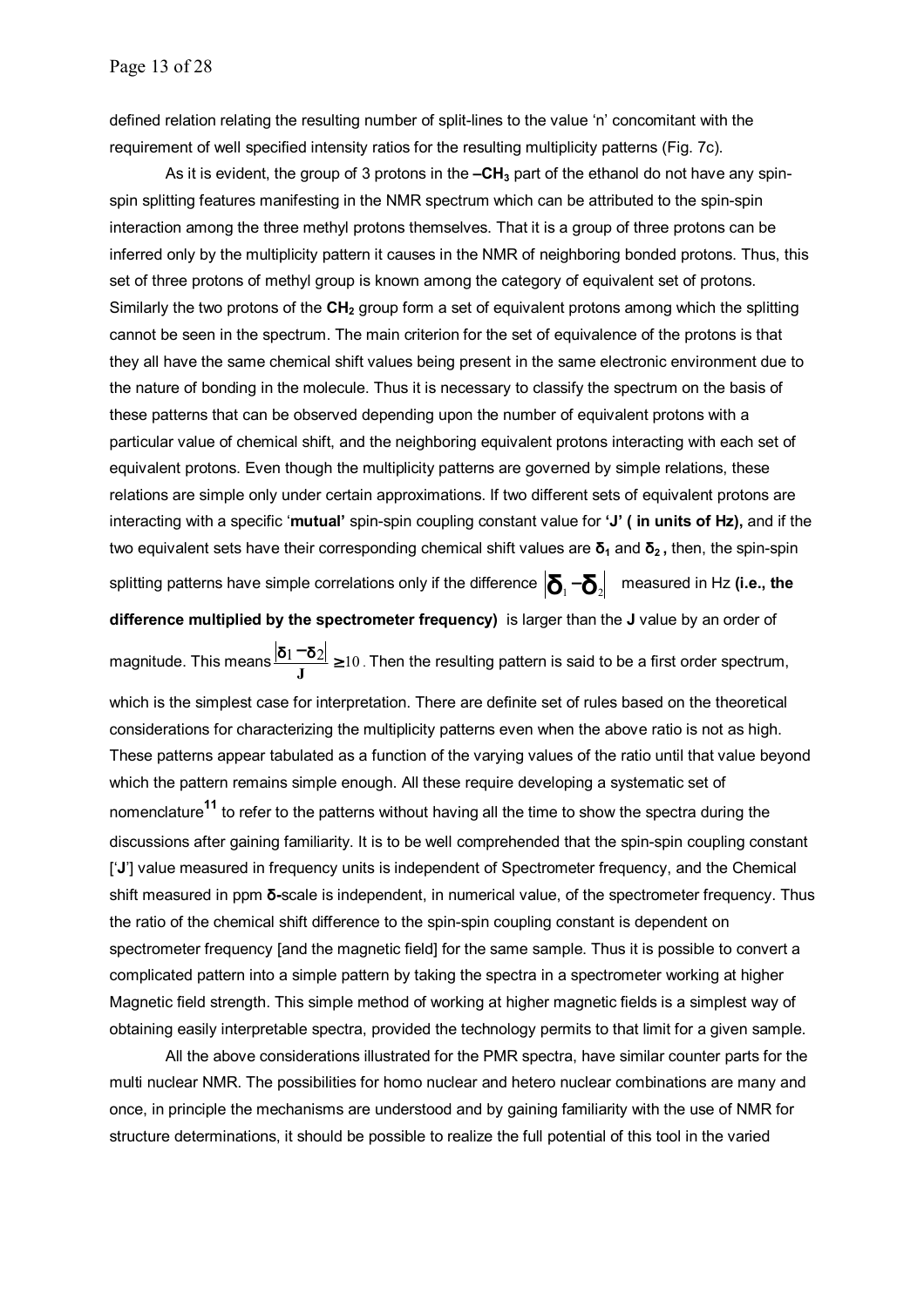defined relation relating the resulting number of split-lines to the value 'n' concomitant with the requirement of well specified intensity ratios for the resulting multiplicity patterns (Fig. 7c).

As it is evident, the group of 3 protons in the **–$CH_3$** part of the ethanol do not have any spin-spin splitting features manifesting in the NMR spectrum which can be attributed to the spin-spin interaction among the three methyl protons themselves. That it is a group of three protons can be inferred only by the multiplicity pattern it causes in the NMR of neighboring bonded protons. Thus, this set of three protons of methyl group is known among the category of equivalent set of protons. Similarly the two protons of the **$CH_2$** group form a set of equivalent protons among which the splitting cannot be seen in the spectrum. The main criterion for the set of equivalence of the protons is that they all have the same chemical shift values being present in the same electronic environment due to the nature of bonding in the molecule. Thus it is necessary to classify the spectrum on the basis of these patterns that can be observed depending upon the number of equivalent protons with a particular value of chemical shift, and the neighboring equivalent protons interacting with each set of equivalent protons. Even though the multiplicity patterns are governed by simple relations, these relations are simple only under certain approximations. If two different sets of equivalent protons are interacting with a specific '**mutual**' spin-spin coupling constant value for **'J' ( in units of Hz),** and if the two equivalent sets have their corresponding chemical shift values are $\delta_1$ and $\delta_2$**,** then, the spin-spin splitting patterns have simple correlations only if the difference $|\delta_1 - \delta_2|$ measured in Hz **(i.e., the difference multiplied by the spectrometer frequency)** is larger than the **J** value by an order of magnitude. This means $\frac{|\delta_1 - \delta_2|}{J} \geq 10$. Then the resulting pattern is said to be a first order spectrum, which is the simplest case for interpretation. There are definite set of rules based on the theoretical considerations for characterizing the multiplicity patterns even when the above ratio is not as high. These patterns appear tabulated as a function of the varying values of the ratio until that value beyond which the pattern remains simple enough. All these require developing a systematic set of nomenclature[11] to refer to the patterns without having all the time to show the spectra during the discussions after gaining familiarity. It is to be well comprehended that the spin-spin coupling constant ['**J**'] value measured in frequency units is independent of Spectrometer frequency, and the Chemical shift measured in ppm **δ-**scale is independent, in numerical value, of the spectrometer frequency. Thus the ratio of the chemical shift difference to the spin-spin coupling constant is dependent on spectrometer frequency [and the magnetic field] for the same sample. Thus it is possible to convert a complicated pattern into a simple pattern by taking the spectra in a spectrometer working at higher Magnetic field strength. This simple method of working at higher magnetic fields is a simplest way of obtaining easily interpretable spectra, provided the technology permits to that limit for a given sample.

All the above considerations illustrated for the PMR spectra, have similar counter parts for the multi nuclear NMR. The possibilities for homo nuclear and hetero nuclear combinations are many and once, in principle the mechanisms are understood and by gaining familiarity with the use of NMR for structure determinations, it should be possible to realize the full potential of this tool in the varied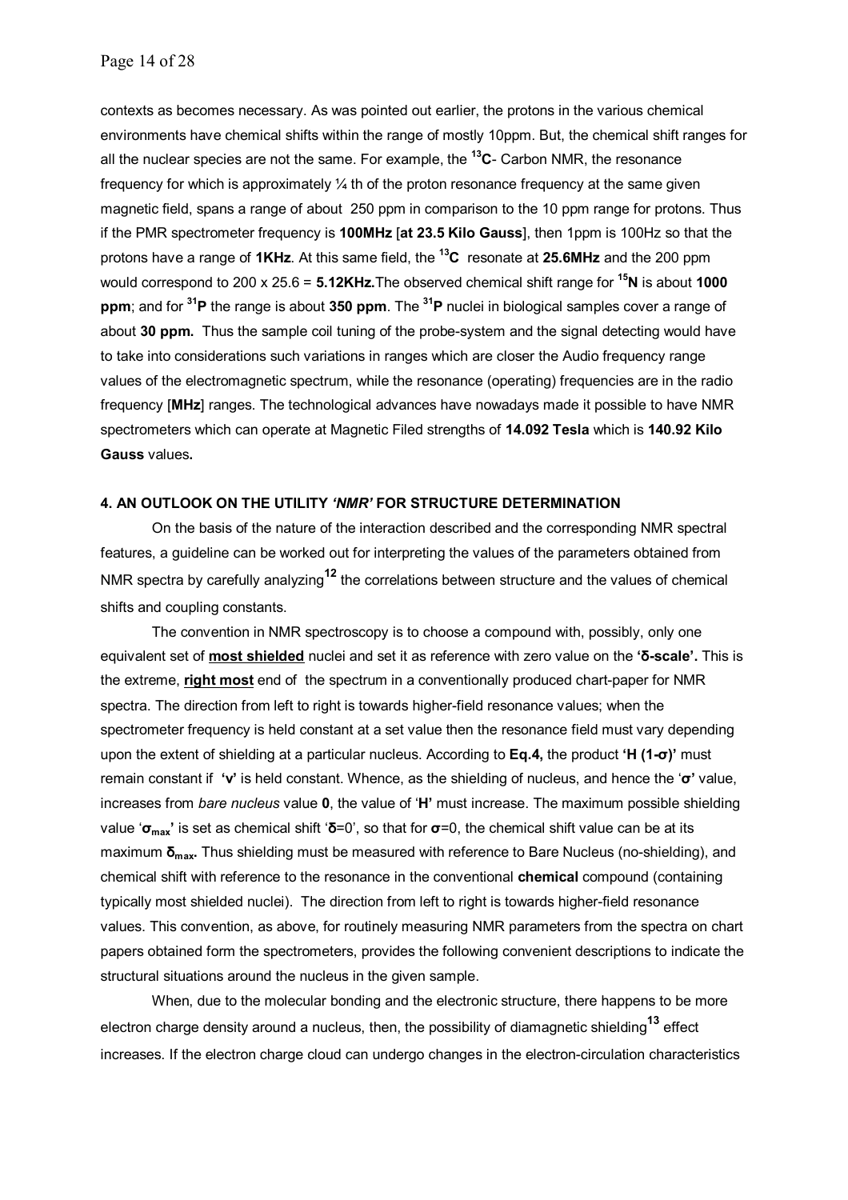contexts as becomes necessary. As was pointed out earlier, the protons in the various chemical environments have chemical shifts within the range of mostly 10ppm. But, the chemical shift ranges for all the nuclear species are not the same. For example, the $^{13}$**C**- Carbon NMR, the resonance frequency for which is approximately ¼ th of the proton resonance frequency at the same given magnetic field, spans a range of about 250 ppm in comparison to the 10 ppm range for protons. Thus if the PMR spectrometer frequency is **100MHz** [**at 23.5 Kilo Gauss**], then 1ppm is 100Hz so that the protons have a range of **1KHz**. At this same field, the $^{13}$**C** resonate at **25.6MHz** and the 200 ppm would correspond to 200 x 25.6 = **5.12KHz.**The observed chemical shift range for $^{15}$**N** is about **1000 ppm**; and for $^{31}$**P** the range is about **350 ppm**. The $^{31}$**P** nuclei in biological samples cover a range of about **30 ppm.** Thus the sample coil tuning of the probe-system and the signal detecting would have to take into considerations such variations in ranges which are closer the Audio frequency range values of the electromagnetic spectrum, while the resonance (operating) frequencies are in the radio frequency [**MHz**] ranges. The technological advances have nowadays made it possible to have NMR spectrometers which can operate at Magnetic Filed strengths of **14.092 Tesla** which is **140.92 Kilo Gauss** values**.**

#### 4. AN OUTLOOK ON THE UTILITY *'NMR'* FOR STRUCTURE DETERMINATION

On the basis of the nature of the interaction described and the corresponding NMR spectral features, a guideline can be worked out for interpreting the values of the parameters obtained from NMR spectra by carefully analyzing[12] the correlations between structure and the values of chemical shifts and coupling constants.

The convention in NMR spectroscopy is to choose a compound with, possibly, only one equivalent set of **most shielded** nuclei and set it as reference with zero value on the **'δ-scale'.** This is the extreme, **right most** end of the spectrum in a conventionally produced chart-paper for NMR spectra. The direction from left to right is towards higher-field resonance values; when the spectrometer frequency is held constant at a set value then the resonance field must vary depending upon the extent of shielding at a particular nucleus. According to **Eq.4,** the product **'H (1-σ)'** must remain constant if **'v'** is held constant. Whence, as the shielding of nucleus, and hence the '**σ'** value, increases from *bare nucleus* value **0**, the value of '**H'** must increase. The maximum possible shielding value '$\sigma_{max}$' is set as chemical shift '**δ**=0', so that for **σ**=0, the chemical shift value can be at its maximum $\delta_{max}$**.** Thus shielding must be measured with reference to Bare Nucleus (no-shielding), and chemical shift with reference to the resonance in the conventional **chemical** compound (containing typically most shielded nuclei). The direction from left to right is towards higher-field resonance values. This convention, as above, for routinely measuring NMR parameters from the spectra on chart papers obtained form the spectrometers, provides the following convenient descriptions to indicate the structural situations around the nucleus in the given sample.

When, due to the molecular bonding and the electronic structure, there happens to be more electron charge density around a nucleus, then, the possibility of diamagnetic shielding[13] effect increases. If the electron charge cloud can undergo changes in the electron-circulation characteristics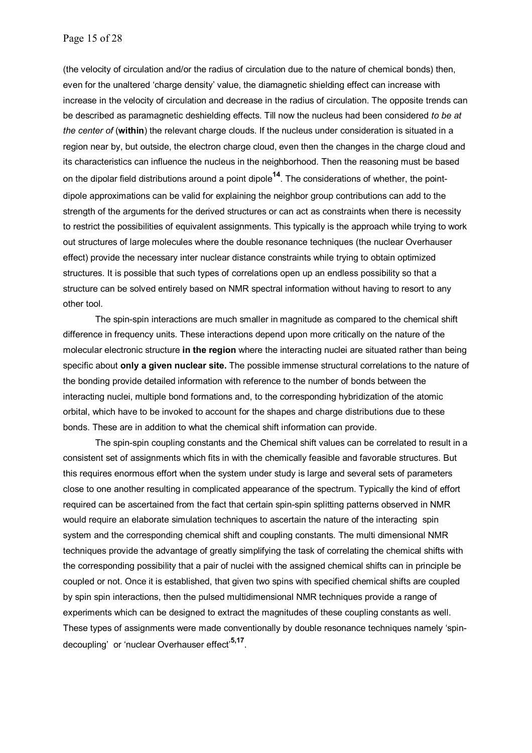(the velocity of circulation and/or the radius of circulation due to the nature of chemical bonds) then, even for the unaltered 'charge density' value, the diamagnetic shielding effect can increase with increase in the velocity of circulation and decrease in the radius of circulation. The opposite trends can be described as paramagnetic deshielding effects. Till now the nucleus had been considered *to be at the center of* (**within**) the relevant charge clouds. If the nucleus under consideration is situated in a region near by, but outside, the electron charge cloud, even then the changes in the charge cloud and its characteristics can influence the nucleus in the neighborhood. Then the reasoning must be based on the dipolar field distributions around a point dipole[14]. The considerations of whether, the point-dipole approximations can be valid for explaining the neighbor group contributions can add to the strength of the arguments for the derived structures or can act as constraints when there is necessity to restrict the possibilities of equivalent assignments. This typically is the approach while trying to work out structures of large molecules where the double resonance techniques (the nuclear Overhauser effect) provide the necessary inter nuclear distance constraints while trying to obtain optimized structures. It is possible that such types of correlations open up an endless possibility so that a structure can be solved entirely based on NMR spectral information without having to resort to any other tool.

The spin-spin interactions are much smaller in magnitude as compared to the chemical shift difference in frequency units. These interactions depend upon more critically on the nature of the molecular electronic structure **in the region** where the interacting nuclei are situated rather than being specific about **only a given nuclear site.** The possible immense structural correlations to the nature of the bonding provide detailed information with reference to the number of bonds between the interacting nuclei, multiple bond formations and, to the corresponding hybridization of the atomic orbital, which have to be invoked to account for the shapes and charge distributions due to these bonds. These are in addition to what the chemical shift information can provide.

The spin-spin coupling constants and the Chemical shift values can be correlated to result in a consistent set of assignments which fits in with the chemically feasible and favorable structures. But this requires enormous effort when the system under study is large and several sets of parameters close to one another resulting in complicated appearance of the spectrum. Typically the kind of effort required can be ascertained from the fact that certain spin-spin splitting patterns observed in NMR would require an elaborate simulation techniques to ascertain the nature of the interacting spin system and the corresponding chemical shift and coupling constants. The multi dimensional NMR techniques provide the advantage of greatly simplifying the task of correlating the chemical shifts with the corresponding possibility that a pair of nuclei with the assigned chemical shifts can in principle be coupled or not. Once it is established, that given two spins with specified chemical shifts are coupled by spin spin interactions, then the pulsed multidimensional NMR techniques provide a range of experiments which can be designed to extract the magnitudes of these coupling constants as well. These types of assignments were made conventionally by double resonance techniques namely 'spin-decoupling' or 'nuclear Overhauser effect'[5,17].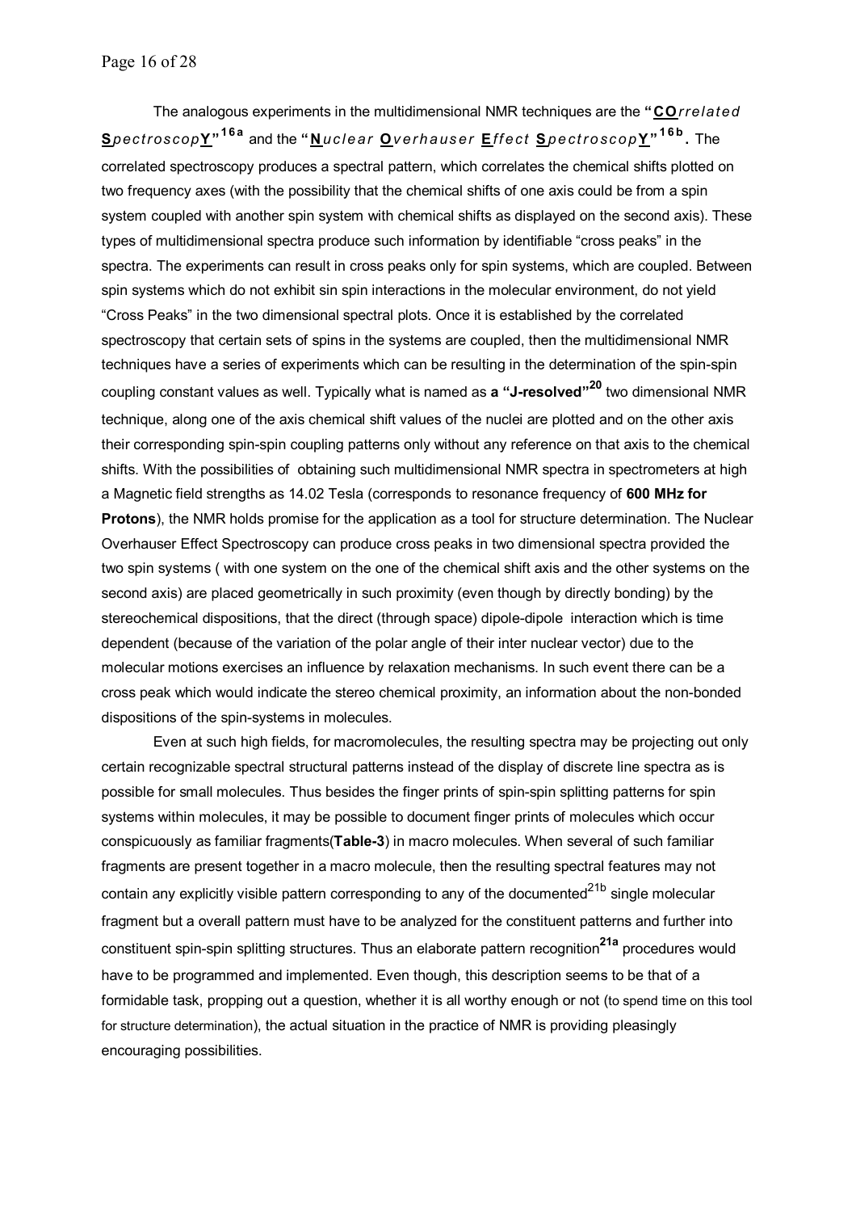The analogous experiments in the multidimensional NMR techniques are the "**CO***rrelated* **S***pectroscop***Y**"[16a] and the "**N***uclear* **O***verhauser* **E***ffect* **S***pectroscop***Y**"[16b]. The correlated spectroscopy produces a spectral pattern, which correlates the chemical shifts plotted on two frequency axes (with the possibility that the chemical shifts of one axis could be from a spin system coupled with another spin system with chemical shifts as displayed on the second axis). These types of multidimensional spectra produce such information by identifiable "cross peaks" in the spectra. The experiments can result in cross peaks only for spin systems, which are coupled. Between spin systems which do not exhibit sin spin interactions in the molecular environment, do not yield "Cross Peaks" in the two dimensional spectral plots. Once it is established by the correlated spectroscopy that certain sets of spins in the systems are coupled, then the multidimensional NMR techniques have a series of experiments which can be resulting in the determination of the spin-spin coupling constant values as well. Typically what is named as **a "J-resolved"[20]** two dimensional NMR technique, along one of the axis chemical shift values of the nuclei are plotted and on the other axis their corresponding spin-spin coupling patterns only without any reference on that axis to the chemical shifts. With the possibilities of obtaining such multidimensional NMR spectra in spectrometers at high a Magnetic field strengths as 14.02 Tesla (corresponds to resonance frequency of **600 MHz for Protons**), the NMR holds promise for the application as a tool for structure determination. The Nuclear Overhauser Effect Spectroscopy can produce cross peaks in two dimensional spectra provided the two spin systems ( with one system on the one of the chemical shift axis and the other systems on the second axis) are placed geometrically in such proximity (even though by directly bonding) by the stereochemical dispositions, that the direct (through space) dipole-dipole interaction which is time dependent (because of the variation of the polar angle of their inter nuclear vector) due to the molecular motions exercises an influence by relaxation mechanisms. In such event there can be a cross peak which would indicate the stereo chemical proximity, an information about the non-bonded dispositions of the spin-systems in molecules.

Even at such high fields, for macromolecules, the resulting spectra may be projecting out only certain recognizable spectral structural patterns instead of the display of discrete line spectra as is possible for small molecules. Thus besides the finger prints of spin-spin splitting patterns for spin systems within molecules, it may be possible to document finger prints of molecules which occur conspicuously as familiar fragments(**Table-3**) in macro molecules. When several of such familiar fragments are present together in a macro molecule, then the resulting spectral features may not contain any explicitly visible pattern corresponding to any of the documented[21b] single molecular fragment but a overall pattern must have to be analyzed for the constituent patterns and further into constituent spin-spin splitting structures. Thus an elaborate pattern recognition[21a] procedures would have to be programmed and implemented. Even though, this description seems to be that of a formidable task, propping out a question, whether it is all worthy enough or not (to spend time on this tool for structure determination), the actual situation in the practice of NMR is providing pleasingly encouraging possibilities.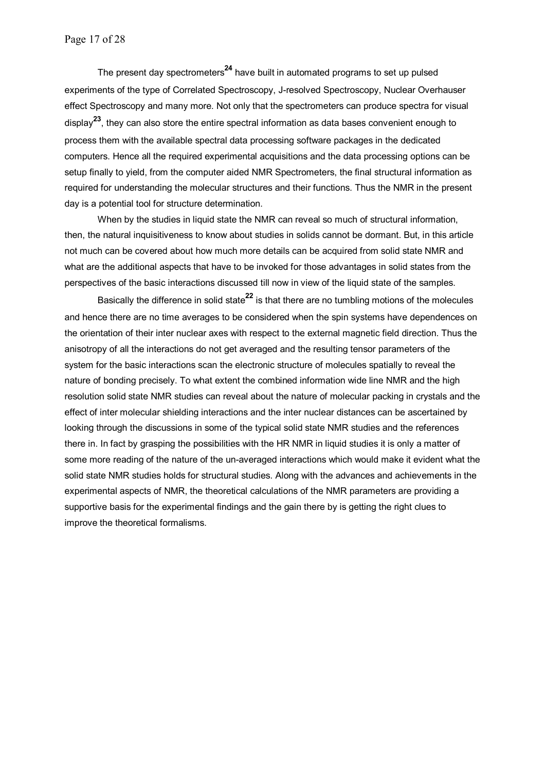The present day spectrometers[24] have built in automated programs to set up pulsed experiments of the type of Correlated Spectroscopy, J-resolved Spectroscopy, Nuclear Overhauser effect Spectroscopy and many more. Not only that the spectrometers can produce spectra for visual display[23], they can also store the entire spectral information as data bases convenient enough to process them with the available spectral data processing software packages in the dedicated computers. Hence all the required experimental acquisitions and the data processing options can be setup finally to yield, from the computer aided NMR Spectrometers, the final structural information as required for understanding the molecular structures and their functions. Thus the NMR in the present day is a potential tool for structure determination.

When by the studies in liquid state the NMR can reveal so much of structural information, then, the natural inquisitiveness to know about studies in solids cannot be dormant. But, in this article not much can be covered about how much more details can be acquired from solid state NMR and what are the additional aspects that have to be invoked for those advantages in solid states from the perspectives of the basic interactions discussed till now in view of the liquid state of the samples.

Basically the difference in solid state[22] is that there are no tumbling motions of the molecules and hence there are no time averages to be considered when the spin systems have dependences on the orientation of their inter nuclear axes with respect to the external magnetic field direction. Thus the anisotropy of all the interactions do not get averaged and the resulting tensor parameters of the system for the basic interactions scan the electronic structure of molecules spatially to reveal the nature of bonding precisely. To what extent the combined information wide line NMR and the high resolution solid state NMR studies can reveal about the nature of molecular packing in crystals and the effect of inter molecular shielding interactions and the inter nuclear distances can be ascertained by looking through the discussions in some of the typical solid state NMR studies and the references there in. In fact by grasping the possibilities with the HR NMR in liquid studies it is only a matter of some more reading of the nature of the un-averaged interactions which would make it evident what the solid state NMR studies holds for structural studies. Along with the advances and achievements in the experimental aspects of NMR, the theoretical calculations of the NMR parameters are providing a supportive basis for the experimental findings and the gain there by is getting the right clues to improve the theoretical formalisms.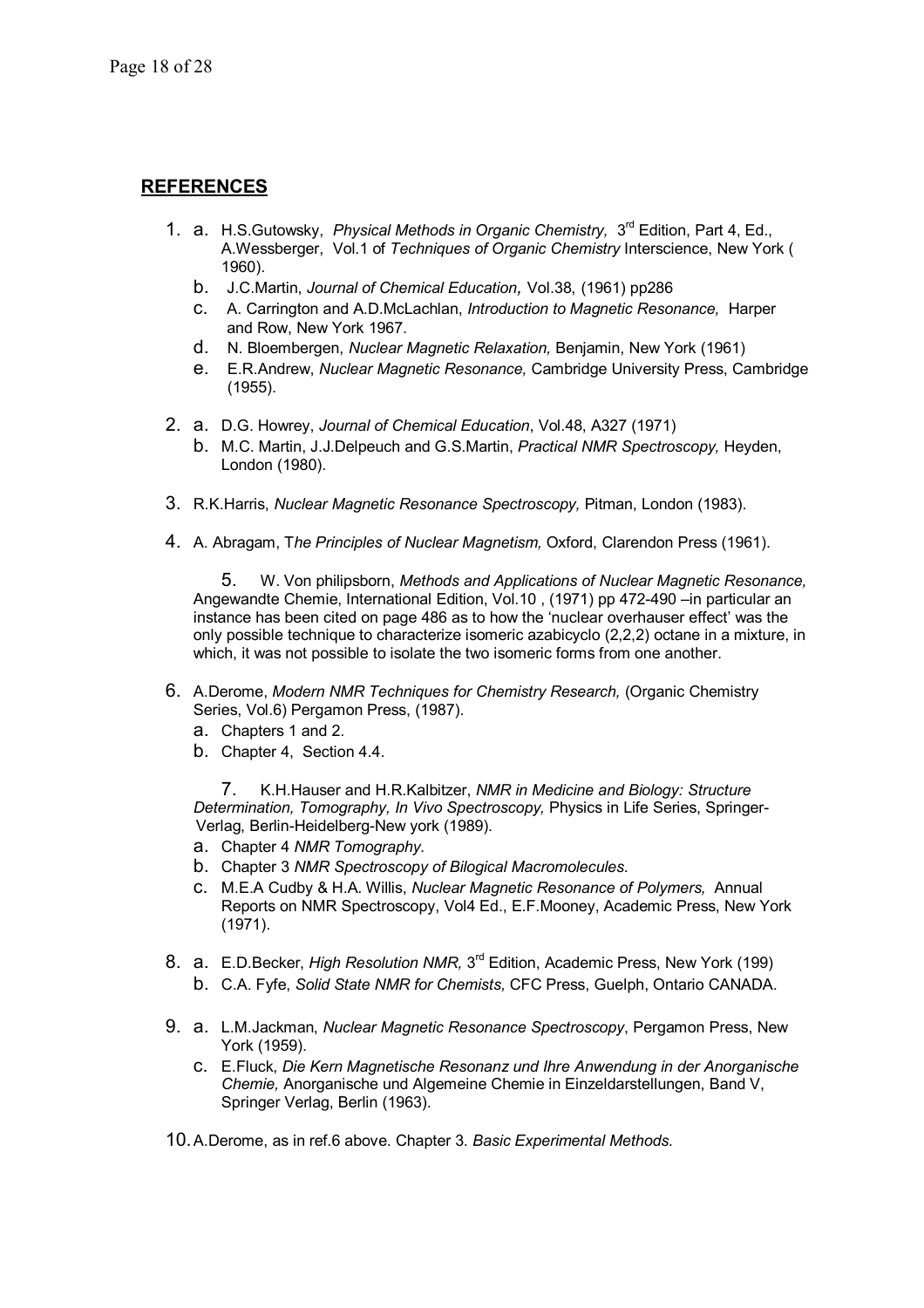## **REFERENCES**

1. a. H.S.Gutowsky, *Physical Methods in Organic Chemistry,* 3rd Edition, Part 4, Ed., A.Wessberger, Vol.1 of *Techniques of Organic Chemistry* Interscience, New York ( 1960).
   b. J.C.Martin, *Journal of Chemical Education,* Vol.38, (1961) pp286
   c. A. Carrington and A.D.McLachlan, *Introduction to Magnetic Resonance,* Harper and Row, New York 1967.
   d. N. Bloembergen, *Nuclear Magnetic Relaxation,* Benjamin, New York (1961)
   e. E.R.Andrew, *Nuclear Magnetic Resonance,* Cambridge University Press, Cambridge (1955).

2. a. D.G. Howrey, *Journal of Chemical Education*, Vol.48, A327 (1971)
   b. M.C. Martin, J.J.Delpeuch and G.S.Martin, *Practical NMR Spectroscopy,* Heyden, London (1980).

3. R.K.Harris, *Nuclear Magnetic Resonance Spectroscopy,* Pitman, London (1983).

4. A. Abragam, T*he Principles of Nuclear Magnetism,* Oxford, Clarendon Press (1961).

5. W. Von philipsborn, *Methods and Applications of Nuclear Magnetic Resonance,* Angewandte Chemie, International Edition, Vol.10 , (1971) pp 472-490 –in particular an instance has been cited on page 486 as to how the 'nuclear overhauser effect' was the only possible technique to characterize isomeric azabicyclo (2,2,2) octane in a mixture, in which, it was not possible to isolate the two isomeric forms from one another.

6. A.Derome, *Modern NMR Techniques for Chemistry Research,* (Organic Chemistry Series, Vol.6) Pergamon Press, (1987).
   a. Chapters 1 and 2.
   b. Chapter 4, Section 4.4.

7. K.H.Hauser and H.R.Kalbitzer, *NMR in Medicine and Biology: Structure Determination, Tomography, In Vivo Spectroscopy,* Physics in Life Series, Springer-Verlag, Berlin-Heidelberg-New york (1989).
   a. Chapter 4 *NMR Tomography.*
   b. Chapter 3 *NMR Spectroscopy of Bilogical Macromolecules.*
   c. M.E.A Cudby & H.A. Willis, *Nuclear Magnetic Resonance of Polymers,* Annual Reports on NMR Spectroscopy, Vol4 Ed., E.F.Mooney, Academic Press, New York (1971).

8. a. E.D.Becker, *High Resolution NMR,* 3rd Edition, Academic Press, New York (199)
   b. C.A. Fyfe, *Solid State NMR for Chemists,* CFC Press, Guelph, Ontario CANADA.

9. a. L.M.Jackman, *Nuclear Magnetic Resonance Spectroscopy*, Pergamon Press, New York (1959).
   c. E.Fluck, *Die Kern Magnetische Resonanz und Ihre Anwendung in der Anorganische Chemie,* Anorganische und Algemeine Chemie in Einzeldarstellungen, Band V, Springer Verlag, Berlin (1963).

10. A.Derome, as in ref.6 above. Chapter 3. *Basic Experimental Methods.*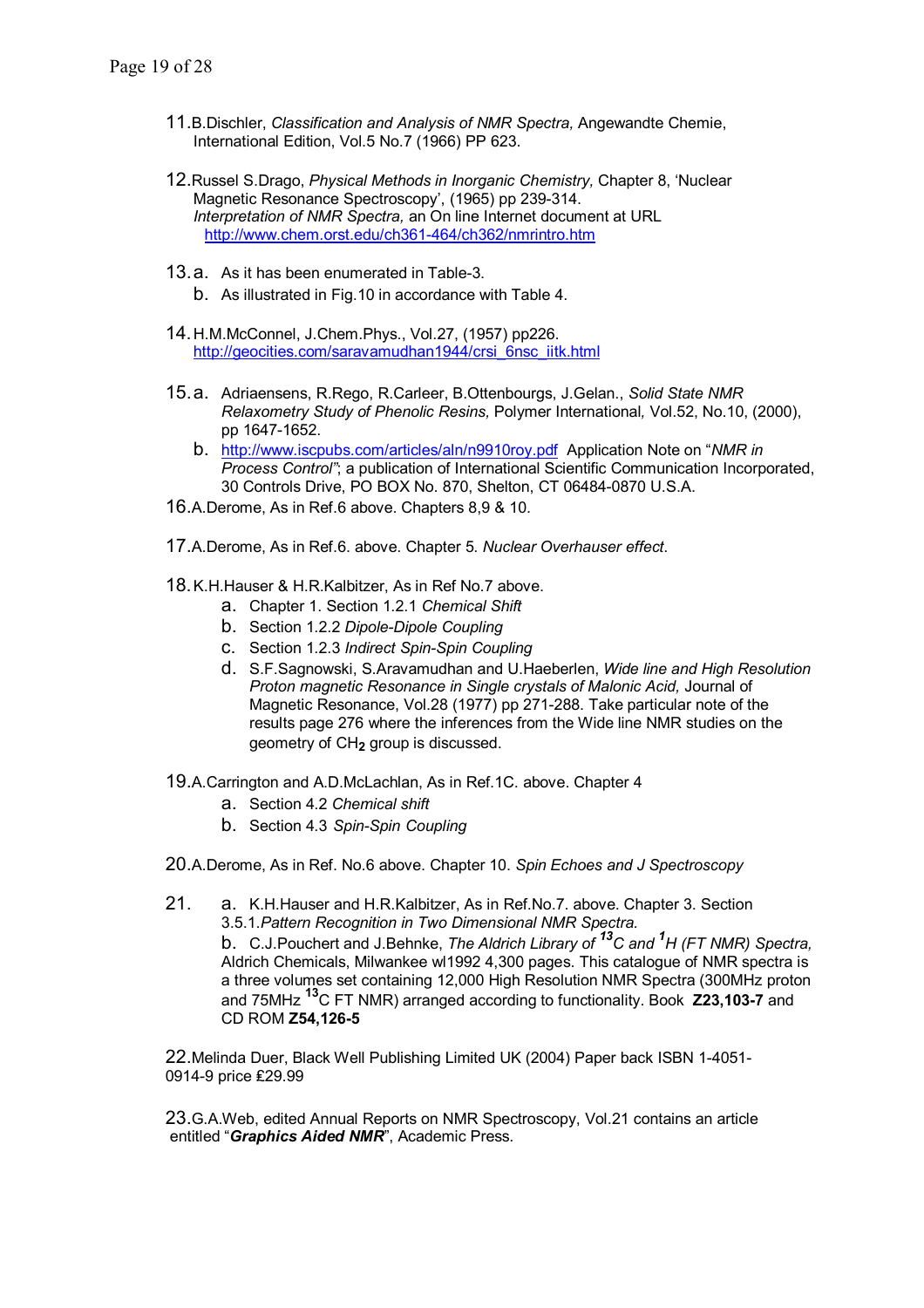11. B.Dischler, *Classification and Analysis of NMR Spectra,* Angewandte Chemie, International Edition, Vol.5 No.7 (1966) PP 623.

12. Russel S.Drago, *Physical Methods in Inorganic Chemistry,* Chapter 8, 'Nuclear Magnetic Resonance Spectroscopy', (1965) pp 239-314.
 *Interpretation of NMR Spectra,* an On line Internet document at URL
 http://www.chem.orst.edu/ch361-464/ch362/nmrintro.htm

13. a. As it has been enumerated in Table-3.
 b. As illustrated in Fig.10 in accordance with Table 4.

14. H.M.McConnel, J.Chem.Phys., Vol.27, (1957) pp226.
 http://geocities.com/saravamudhan1944/crsi_6nsc_iitk.html

15. a. Adriaensens, R.Rego, R.Carleer, B.Ottenbourgs, J.Gelan., *Solid State NMR Relaxometry Study of Phenolic Resins,* Polymer International*,* Vol.52, No.10, (2000), pp 1647-1652.
 b. http://www.iscpubs.com/articles/aln/n9910roy.pdf Application Note on "*NMR in Process Control"*; a publication of International Scientific Communication Incorporated, 30 Controls Drive, PO BOX No. 870, Shelton, CT 06484-0870 U.S.A.

16. A.Derome, As in Ref.6 above. Chapters 8,9 & 10.

17. A.Derome, As in Ref.6. above. Chapter 5*. Nuclear Overhauser effect*.

18. K.H.Hauser & H.R.Kalbitzer, As in Ref No.7 above.
 a. Chapter 1. Section 1.2.1 *Chemical Shift*
 b. Section 1.2.2 *Dipole-Dipole Coupling*
 c. Section 1.2.3 *Indirect Spin-Spin Coupling*
 d. S.F.Sagnowski, S.Aravamudhan and U.Haeberlen, *Wide line and High Resolution Proton magnetic Resonance in Single crystals of Malonic Acid,* Journal of Magnetic Resonance, Vol.28 (1977) pp 271-288. Take particular note of the results page 276 where the inferences from the Wide line NMR studies on the geometry of $CH_2$ group is discussed.

19. A.Carrington and A.D.McLachlan, As in Ref.1C. above. Chapter 4
 a. Section 4.2 *Chemical shift*
 b. Section 4.3 *Spin-Spin Coupling*

20. A.Derome, As in Ref. No.6 above. Chapter 10. *Spin Echoes and J Spectroscopy*

21. a. K.H.Hauser and H.R.Kalbitzer, As in Ref.No.7. above. Chapter 3. Section 3.5.1.*Pattern Recognition in Two Dimensional NMR Spectra.*
 b. C.J.Pouchert and J.Behnke, *The Aldrich Library of $^{13}C$ and $^{1}H$ (FT NMR) Spectra,* Aldrich Chemicals, Milwankee wl1992 4,300 pages. This catalogue of NMR spectra is a three volumes set containing 12,000 High Resolution NMR Spectra (300MHz proton and 75MHz $^{13}C$ FT NMR) arranged according to functionality. Book **Z23,103-7** and CD ROM **Z54,126-5**

22. Melinda Duer, Black Well Publishing Limited UK (2004) Paper back ISBN 1-4051-0914-9 price £29.99

23. G.A.Web, edited Annual Reports on NMR Spectroscopy, Vol.21 contains an article entitled "***Graphics Aided NMR***", Academic Press.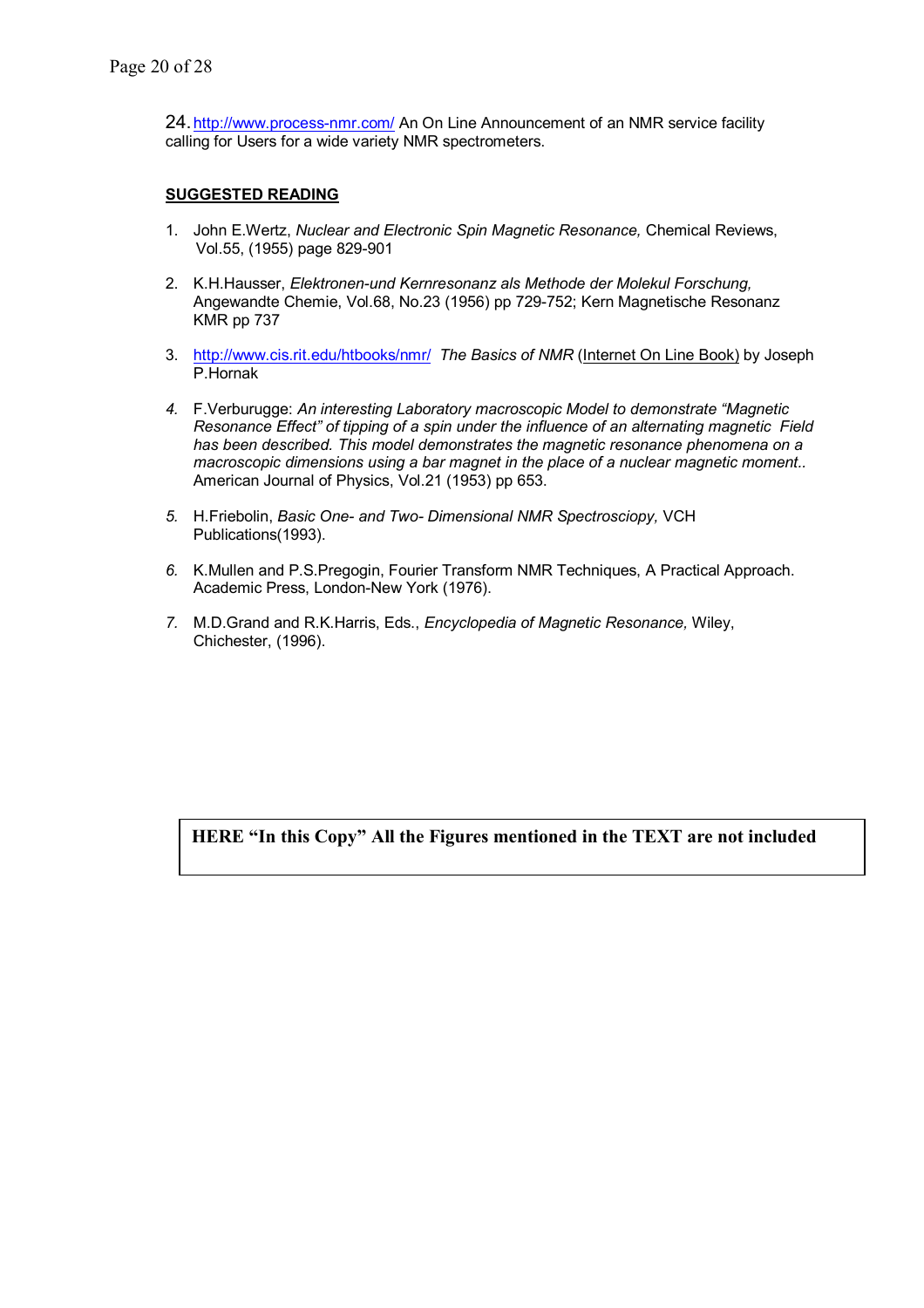24. http://www.process-nmr.com/ An On Line Announcement of an NMR service facility calling for Users for a wide variety NMR spectrometers.

**SUGGESTED READING**

1. John E.Wertz, *Nuclear and Electronic Spin Magnetic Resonance,* Chemical Reviews, Vol.55, (1955) page 829-901

2. K.H.Hausser, *Elektronen-und Kernresonanz als Methode der Molekul Forschung,* Angewandte Chemie, Vol.68, No.23 (1956) pp 729-752; Kern Magnetische Resonanz KMR pp 737

3. http://www.cis.rit.edu/htbooks/nmr/ *The Basics of NMR* (Internet On Line Book) by Joseph P.Hornak

4. F.Verburugge: *An interesting Laboratory macroscopic Model to demonstrate "Magnetic Resonance Effect" of tipping of a spin under the influence of an alternating magnetic Field has been described. This model demonstrates the magnetic resonance phenomena on a macroscopic dimensions using a bar magnet in the place of a nuclear magnetic moment..* American Journal of Physics, Vol.21 (1953) pp 653.

5. H.Friebolin, *Basic One- and Two- Dimensional NMR Spectrosciopy,* VCH Publications(1993).

6. K.Mullen and P.S.Pregogin, Fourier Transform NMR Techniques, A Practical Approach. Academic Press, London-New York (1976).

7. M.D.Grand and R.K.Harris, Eds., *Encyclopedia of Magnetic Resonance,* Wiley, Chichester, (1996).

**HERE "In this Copy" All the Figures mentioned in the TEXT are not included**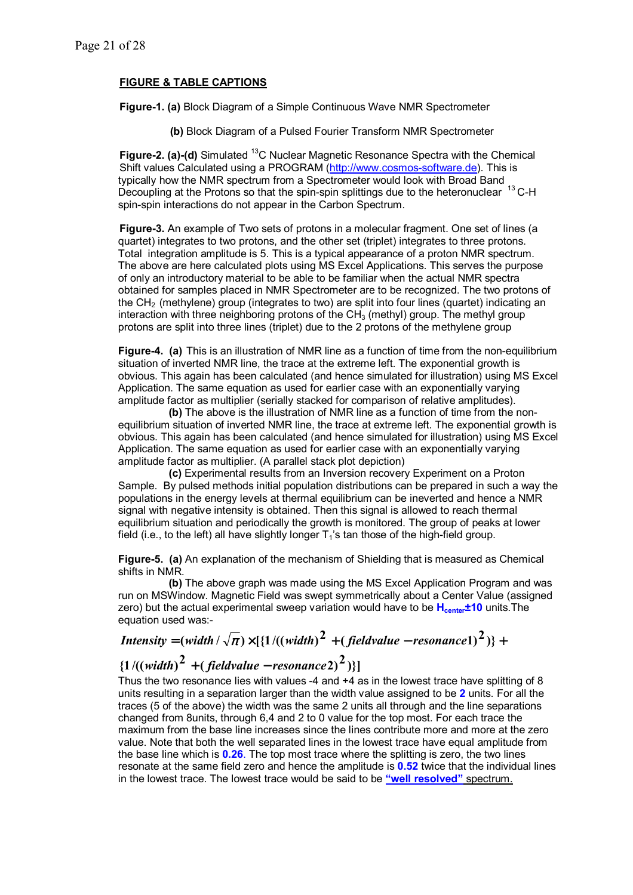## FIGURE & TABLE CAPTIONS

**Figure-1. (a)** Block Diagram of a Simple Continuous Wave NMR Spectrometer

**(b)** Block Diagram of a Pulsed Fourier Transform NMR Spectrometer

**Figure-2. (a)-(d)** Simulated $^{13}$C Nuclear Magnetic Resonance Spectra with the Chemical Shift values Calculated using a PROGRAM (http://www.cosmos-software.de). This is typically how the NMR spectrum from a Spectrometer would look with Broad Band Decoupling at the Protons so that the spin-spin splittings due to the heteronuclear $^{13}$C-H spin-spin interactions do not appear in the Carbon Spectrum.

**Figure-3.** An example of Two sets of protons in a molecular fragment. One set of lines (a quartet) integrates to two protons, and the other set (triplet) integrates to three protons. Total integration amplitude is 5. This is a typical appearance of a proton NMR spectrum. The above are here calculated plots using MS Excel Applications. This serves the purpose of only an introductory material to be able to be familiar when the actual NMR spectra obtained for samples placed in NMR Spectrometer are to be recognized. The two protons of the $CH_2$ (methylene) group (integrates to two) are split into four lines (quartet) indicating an interaction with three neighboring protons of the $CH_3$ (methyl) group. The methyl group protons are split into three lines (triplet) due to the 2 protons of the methylene group

**Figure-4. (a)** This is an illustration of NMR line as a function of time from the non-equilibrium situation of inverted NMR line, the trace at the extreme left. The exponential growth is obvious. This again has been calculated (and hence simulated for illustration) using MS Excel Application. The same equation as used for earlier case with an exponentially varying amplitude factor as multiplier (serially stacked for comparison of relative amplitudes).

**(b)** The above is the illustration of NMR line as a function of time from the non-equilibrium situation of inverted NMR line, the trace at extreme left. The exponential growth is obvious. This again has been calculated (and hence simulated for illustration) using MS Excel Application. The same equation as used for earlier case with an exponentially varying amplitude factor as multiplier. (A parallel stack plot depiction)

**(c)** Experimental results from an Inversion recovery Experiment on a Proton Sample. By pulsed methods initial population distributions can be prepared in such a way the populations in the energy levels at thermal equilibrium can be ineverted and hence a NMR signal with negative intensity is obtained. Then this signal is allowed to reach thermal equilibrium situation and periodically the growth is monitored. The group of peaks at lower field (i.e., to the left) all have slightly longer $T_1$'s tan those of the high-field group.

**Figure-5. (a)** An explanation of the mechanism of Shielding that is measured as Chemical shifts in NMR.

**(b)** The above graph was made using the MS Excel Application Program and was run on MSWindow. Magnetic Field was swept symmetrically about a Center Value (assigned zero) but the actual experimental sweep variation would have to be **$H_{center}$±10** units.The equation used was:-

$$Intensity = (width/\sqrt{\pi}) \times [\{1/((width)^2 + (fieldvalue - resonance1)^2)\} + \{1/((width)^2 + (fieldvalue - resonance2)^2)\}]$$

Thus the two resonance lies with values -4 and +4 as in the lowest trace have splitting of 8 units resulting in a separation larger than the width value assigned to be **2** units. For all the traces (5 of the above) the width was the same 2 units all through and the line separations changed from 8units, through 6,4 and 2 to 0 value for the top most. For each trace the maximum from the base line increases since the lines contribute more and more at the zero value. Note that both the well separated lines in the lowest trace have equal amplitude from the base line which is **0.26**. The top most trace where the splitting is zero, the two lines resonate at the same field zero and hence the amplitude is **0.52** twice that the individual lines in the lowest trace. The lowest trace would be said to be **"well resolved"** spectrum.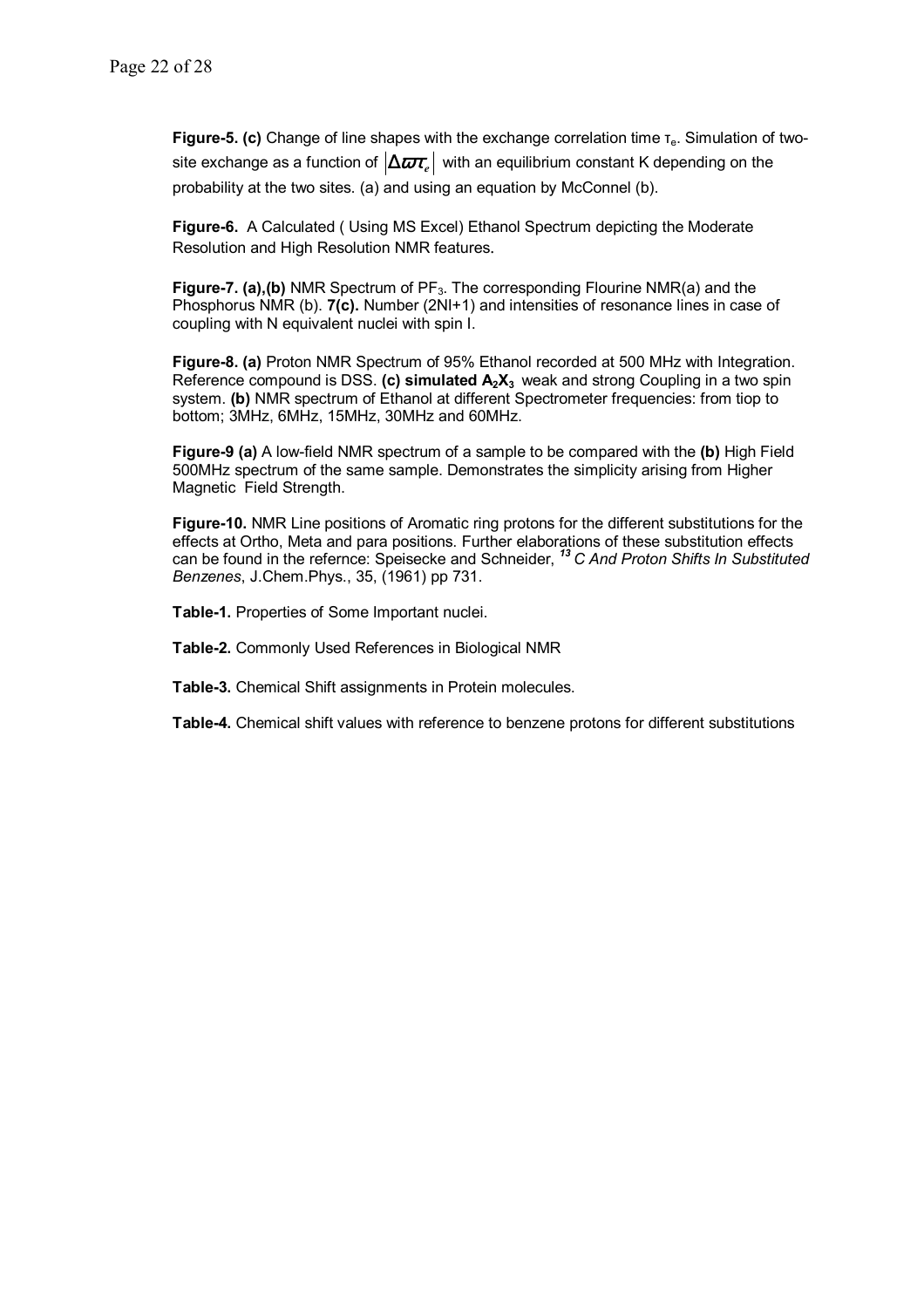**Figure-5. (c)** Change of line shapes with the exchange correlation time $\tau_e$. Simulation of two-site exchange as a function of $|\Delta\varpi\tau_e|$ with an equilibrium constant K depending on the probability at the two sites. (a) and using an equation by McConnel (b).

**Figure-6.** A Calculated ( Using MS Excel) Ethanol Spectrum depicting the Moderate Resolution and High Resolution NMR features.

**Figure-7. (a),(b)** NMR Spectrum of $PF_3$. The corresponding Flourine NMR(a) and the Phosphorus NMR (b). **7(c).** Number (2NI+1) and intensities of resonance lines in case of coupling with N equivalent nuclei with spin I.

**Figure-8. (a)** Proton NMR Spectrum of 95% Ethanol recorded at 500 MHz with Integration. Reference compound is DSS. **(c) simulated $A_2X_3$** weak and strong Coupling in a two spin system. **(b)** NMR spectrum of Ethanol at different Spectrometer frequencies: from tiop to bottom; 3MHz, 6MHz, 15MHz, 30MHz and 60MHz.

**Figure-9 (a)** A low-field NMR spectrum of a sample to be compared with the **(b)** High Field 500MHz spectrum of the same sample. Demonstrates the simplicity arising from Higher Magnetic Field Strength.

**Figure-10.** NMR Line positions of Aromatic ring protons for the different substitutions for the effects at Ortho, Meta and para positions. Further elaborations of these substitution effects can be found in the refernce: Speisecke and Schneider, *$^{13}$C And Proton Shifts In Substituted Benzenes*, J.Chem.Phys., 35, (1961) pp 731.

**Table-1.** Properties of Some Important nuclei.

**Table-2.** Commonly Used References in Biological NMR

**Table-3.** Chemical Shift assignments in Protein molecules.

**Table-4.** Chemical shift values with reference to benzene protons for different substitutions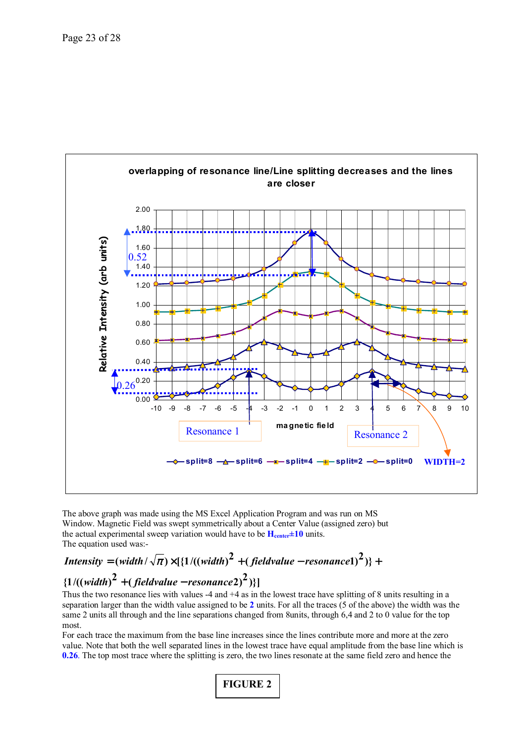The above graph was made using the MS Excel Application Program and was run on MS Window. Magnetic Field was swept symmetrically about a Center Value (assigned zero) but the actual experimental sweep variation would have to be **$H_{center}\pm 10$** units.

The equation used was:-

$$Intensity = (width/\sqrt{\pi}) \times [\{1/((width)^2 + (fieldvalue - resonance1)^2)\} + \{1/((width)^2 + (fieldvalue - resonance2)^2)\}]$$

Thus the two resonance lies with values -4 and +4 as in the lowest trace have splitting of 8 units resulting in a separation larger than the width value assigned to be **2** units. For all the traces (5 of the above) the width was the same 2 units all through and the line separations changed from 8units, through 6,4 and 2 to 0 value for the top most.

For each trace the maximum from the base line increases since the lines contribute more and more at the zero value. Note that both the well separated lines in the lowest trace have equal amplitude from the base line which is **0.26**. The top most trace where the splitting is zero, the two lines resonate at the same field zero and hence the

**FIGURE 2**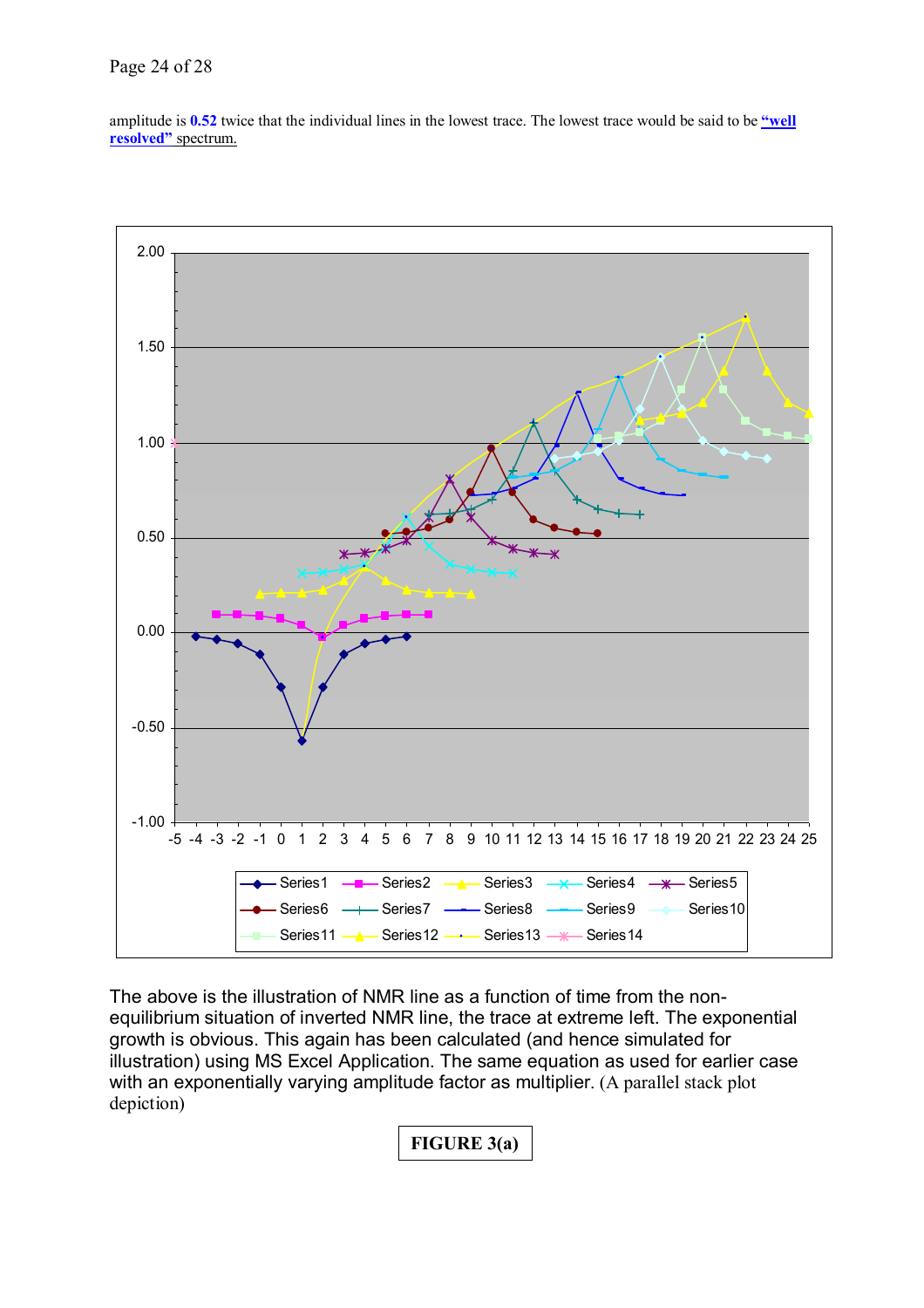amplitude is **0.52** twice that the individual lines in the lowest trace. The lowest trace would be said to be **"well resolved"** spectrum.

The above is the illustration of NMR line as a function of time from the non-equilibrium situation of inverted NMR line, the trace at extreme left. The exponential growth is obvious. This again has been calculated (and hence simulated for illustration) using MS Excel Application. The same equation as used for earlier case with an exponentially varying amplitude factor as multiplier. (A parallel stack plot depiction)

**FIGURE 3(a)**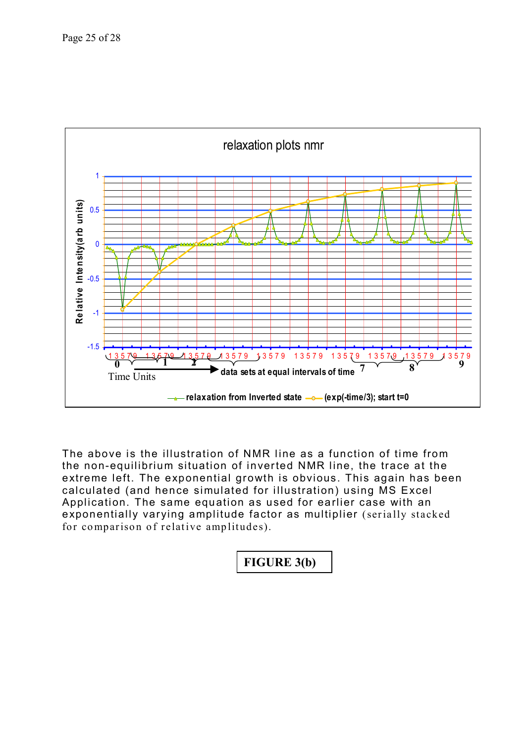The above is the illustration of NMR line as a function of time from the non-equilibrium situation of inverted NMR line, the trace at the extreme left. The exponential growth is obvious. This again has been calculated (and hence simulated for illustration) using MS Excel Application. The same equation as used for earlier case with an exponentially varying amplitude factor as multiplier (serially stacked for comparison of relative amplitudes).

**FIGURE 3(b)**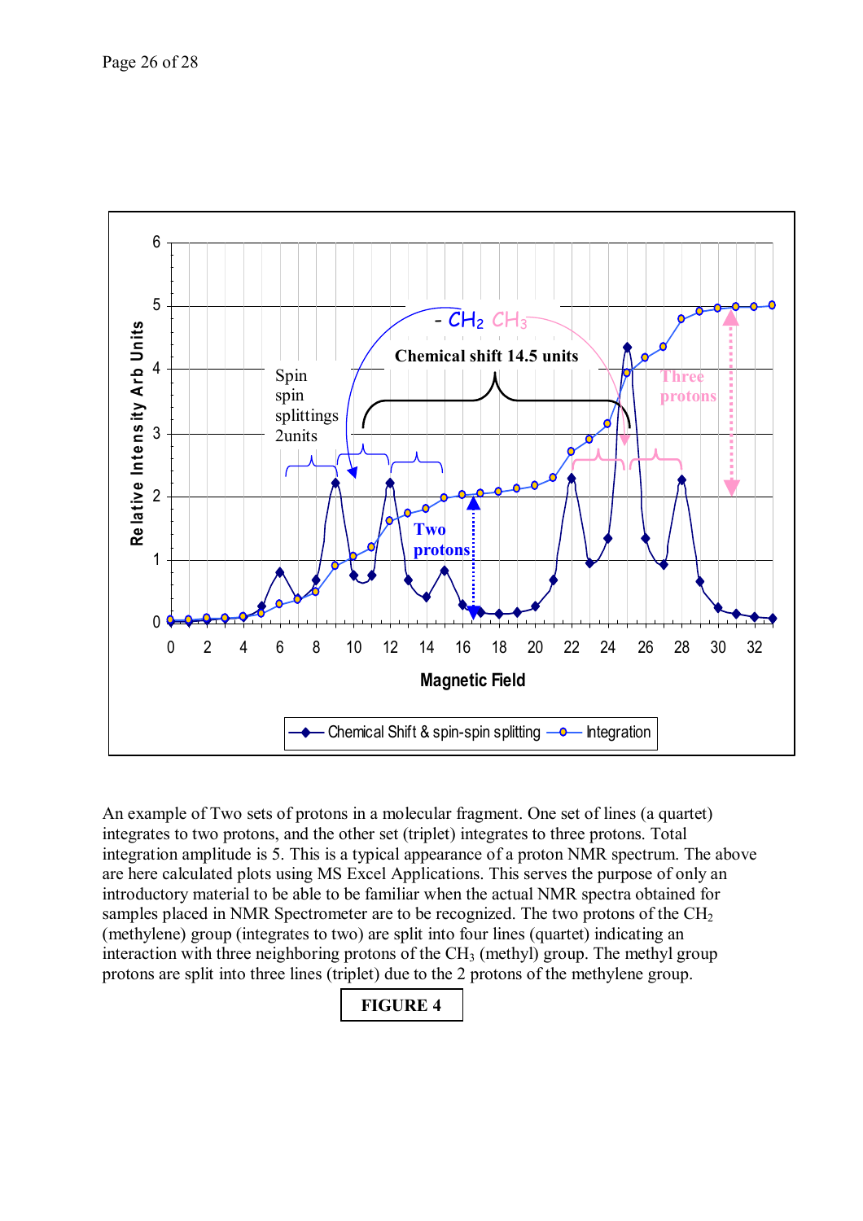An example of Two sets of protons in a molecular fragment. One set of lines (a quartet) integrates to two protons, and the other set (triplet) integrates to three protons. Total integration amplitude is 5. This is a typical appearance of a proton NMR spectrum. The above are here calculated plots using MS Excel Applications. This serves the purpose of only an introductory material to be able to be familiar when the actual NMR spectra obtained for samples placed in NMR Spectrometer are to be recognized. The two protons of the $CH_2$ (methylene) group (integrates to two) are split into four lines (quartet) indicating an interaction with three neighboring protons of the $CH_3$ (methyl) group. The methyl group protons are split into three lines (triplet) due to the 2 protons of the methylene group.

**FIGURE 4**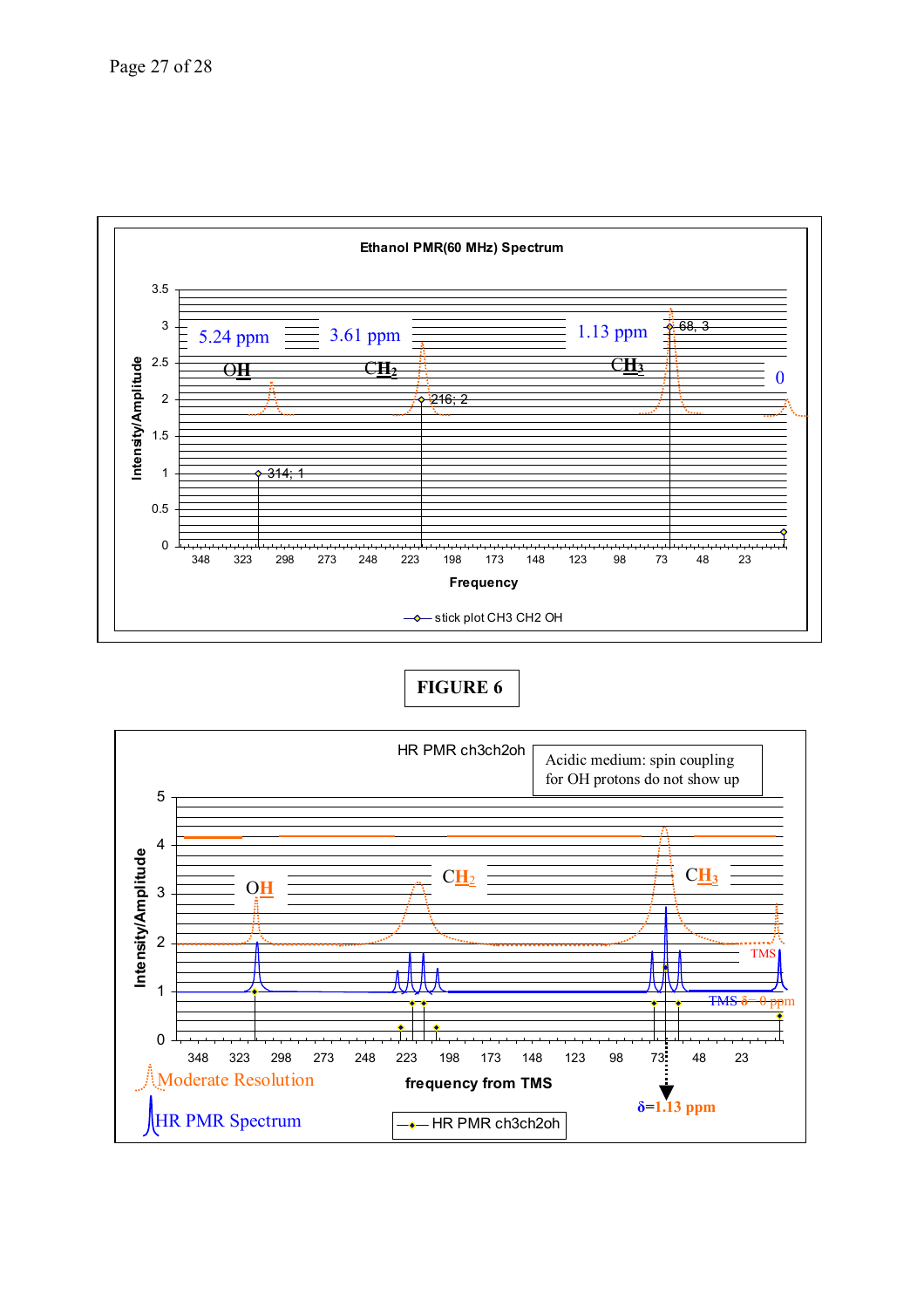**Ethanol PMR(60 MHz) Spectrum**

5.24 ppm — OH

3.61 ppm — $CH_2$

1.13 ppm — $CH_3$

0

Data labels: 314; 1 — 216; 2 — 68, 3

Intensity/Amplitude (0 to 3.5)

Frequency (348, 323, 298, 273, 248, 223, 198, 173, 148, 123, 98, 73, 48, 23)

stick plot CH3 CH2 OH

**FIGURE 6**

**HR PMR ch3ch2oh**

Acidic medium: spin coupling for OH protons do not show up

OH — $CH_2$ — $CH_3$ — TMS

TMS δ = 0 ppm

Intensity/Amplitude (0 to 5)

frequency from TMS (348, 323, 298, 273, 248, 223, 198, 173, 148, 123, 98, 73, 48, 23)

δ=1.13 ppm

Moderate Resolution

HR PMR Spectrum

HR PMR ch3ch2oh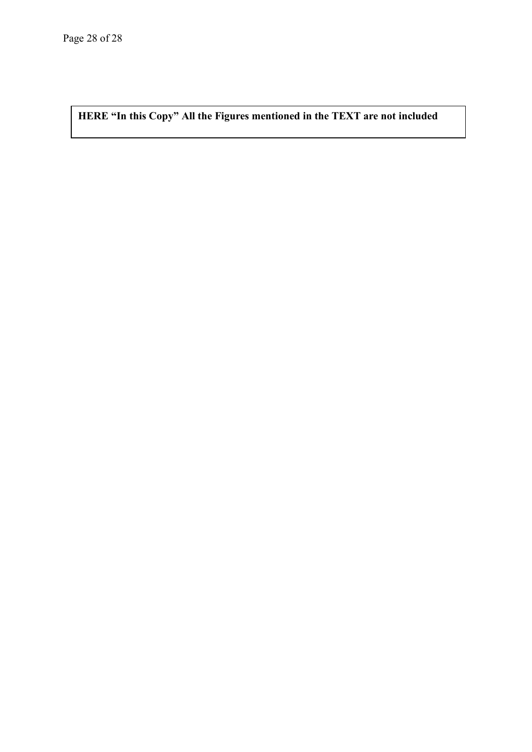**HERE “In this Copy” All the Figures mentioned in the TEXT are not included**